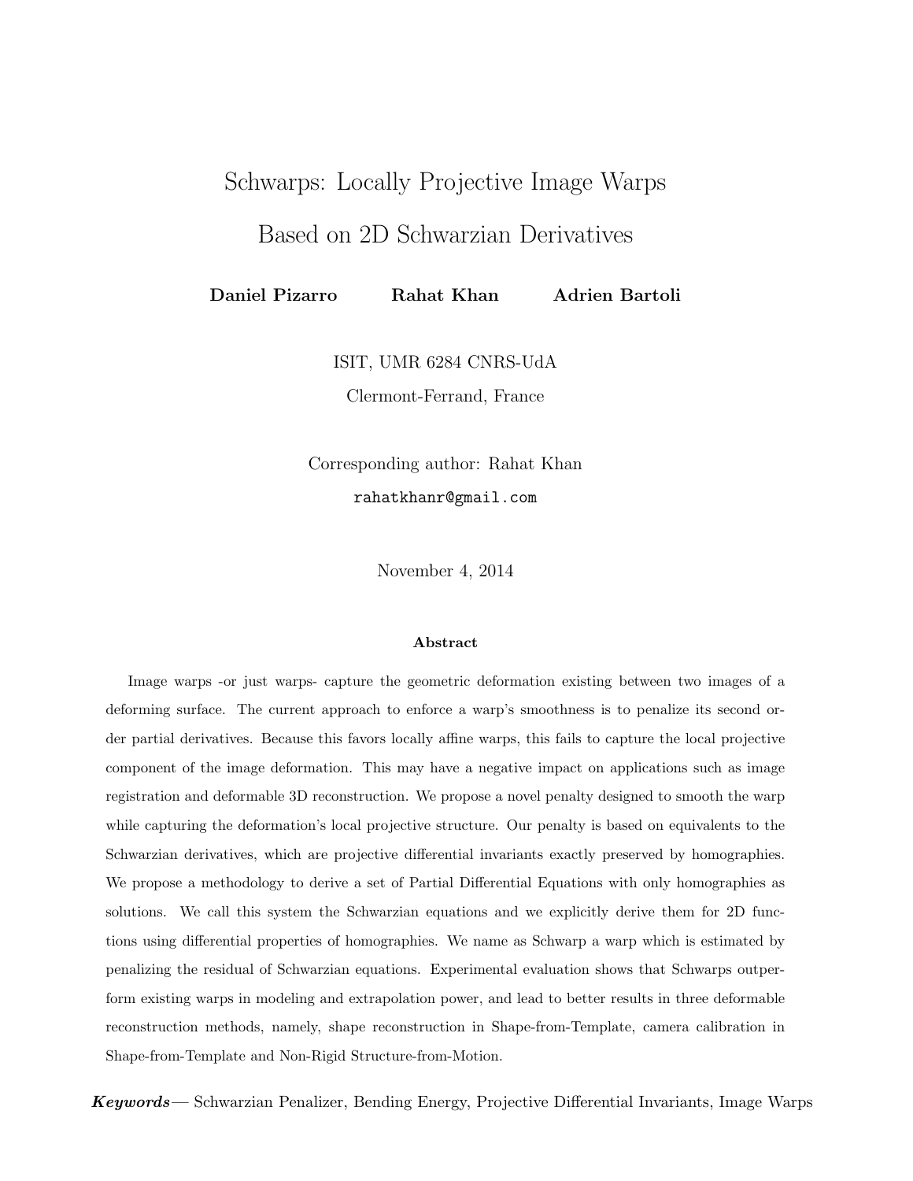# Schwarps: Locally Projective Image Warps Based on 2D Schwarzian Derivatives

**Daniel Pizarro** **Rahat Khan** **Adrien Bartoli**

ISIT, UMR 6284 CNRS-UdA

Clermont-Ferrand, France

Corresponding author: Rahat Khan

rahatkhanr@gmail.com

November 4, 2014

**Abstract**

Image warps -or just warps- capture the geometric deformation existing between two images of a deforming surface. The current approach to enforce a warp's smoothness is to penalize its second order partial derivatives. Because this favors locally affine warps, this fails to capture the local projective component of the image deformation. This may have a negative impact on applications such as image registration and deformable 3D reconstruction. We propose a novel penalty designed to smooth the warp while capturing the deformation's local projective structure. Our penalty is based on equivalents to the Schwarzian derivatives, which are projective differential invariants exactly preserved by homographies. We propose a methodology to derive a set of Partial Differential Equations with only homographies as solutions. We call this system the Schwarzian equations and we explicitly derive them for 2D functions using differential properties of homographies. We name as Schwarp a warp which is estimated by penalizing the residual of Schwarzian equations. Experimental evaluation shows that Schwarps outperform existing warps in modeling and extrapolation power, and lead to better results in three deformable reconstruction methods, namely, shape reconstruction in Shape-from-Template, camera calibration in Shape-from-Template and Non-Rigid Structure-from-Motion.

***Keywords***— Schwarzian Penalizer, Bending Energy, Projective Differential Invariants, Image Warps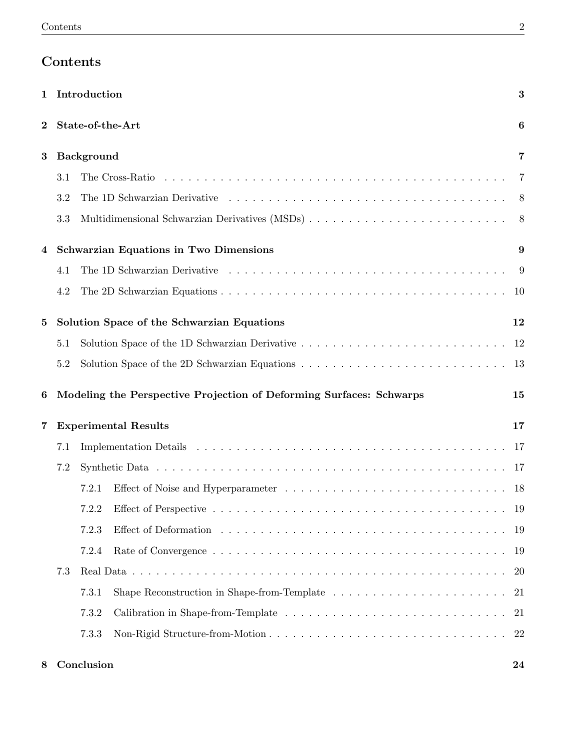# Contents

- **1 Introduction** — 3
- **2 State-of-the-Art** — 6
- **3 Background** — 7
  - 3.1 The Cross-Ratio — 7
  - 3.2 The 1D Schwarzian Derivative — 8
  - 3.3 Multidimensional Schwarzian Derivatives (MSDs) — 8
- **4 Schwarzian Equations in Two Dimensions** — 9
  - 4.1 The 1D Schwarzian Derivative — 9
  - 4.2 The 2D Schwarzian Equations — 10
- **5 Solution Space of the Schwarzian Equations** — 12
  - 5.1 Solution Space of the 1D Schwarzian Derivative — 12
  - 5.2 Solution Space of the 2D Schwarzian Equations — 13
- **6 Modeling the Perspective Projection of Deforming Surfaces: Schwarps** — 15
- **7 Experimental Results** — 17
  - 7.1 Implementation Details — 17
  - 7.2 Synthetic Data — 17
    - 7.2.1 Effect of Noise and Hyperparameter — 18
    - 7.2.2 Effect of Perspective — 19
    - 7.2.3 Effect of Deformation — 19
    - 7.2.4 Rate of Convergence — 19
  - 7.3 Real Data — 20
    - 7.3.1 Shape Reconstruction in Shape-from-Template — 21
    - 7.3.2 Calibration in Shape-from-Template — 21
    - 7.3.3 Non-Rigid Structure-from-Motion — 22
- **8 Conclusion** — 24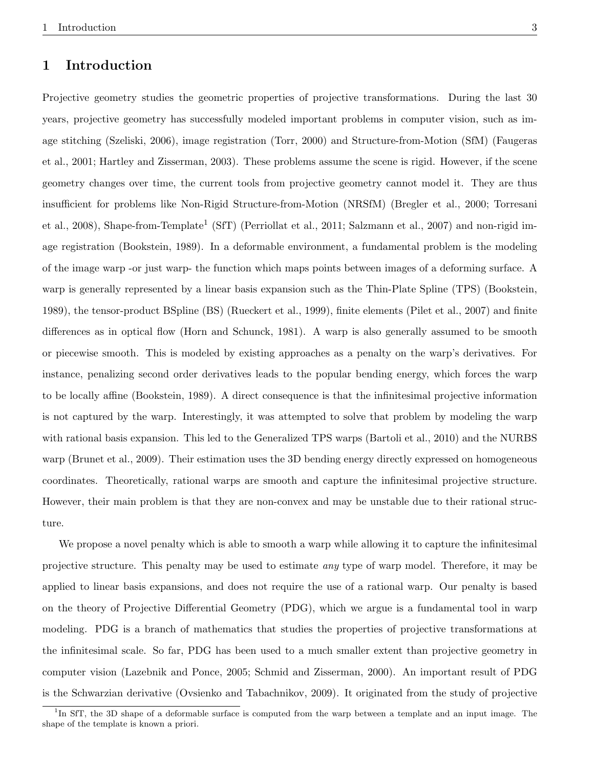# 1 Introduction

Projective geometry studies the geometric properties of projective transformations. During the last 30 years, projective geometry has successfully modeled important problems in computer vision, such as image stitching (Szeliski, 2006), image registration (Torr, 2000) and Structure-from-Motion (SfM) (Faugeras et al., 2001; Hartley and Zisserman, 2003). These problems assume the scene is rigid. However, if the scene geometry changes over time, the current tools from projective geometry cannot model it. They are thus insufficient for problems like Non-Rigid Structure-from-Motion (NRSfM) (Bregler et al., 2000; Torresani et al., 2008), Shape-from-Template[1] (SfT) (Perriollat et al., 2011; Salzmann et al., 2007) and non-rigid image registration (Bookstein, 1989). In a deformable environment, a fundamental problem is the modeling of the image warp -or just warp- the function which maps points between images of a deforming surface. A warp is generally represented by a linear basis expansion such as the Thin-Plate Spline (TPS) (Bookstein, 1989), the tensor-product BSpline (BS) (Rueckert et al., 1999), finite elements (Pilet et al., 2007) and finite differences as in optical flow (Horn and Schunck, 1981). A warp is also generally assumed to be smooth or piecewise smooth. This is modeled by existing approaches as a penalty on the warp's derivatives. For instance, penalizing second order derivatives leads to the popular bending energy, which forces the warp to be locally affine (Bookstein, 1989). A direct consequence is that the infinitesimal projective information is not captured by the warp. Interestingly, it was attempted to solve that problem by modeling the warp with rational basis expansion. This led to the Generalized TPS warps (Bartoli et al., 2010) and the NURBS warp (Brunet et al., 2009). Their estimation uses the 3D bending energy directly expressed on homogeneous coordinates. Theoretically, rational warps are smooth and capture the infinitesimal projective structure. However, their main problem is that they are non-convex and may be unstable due to their rational structure.

We propose a novel penalty which is able to smooth a warp while allowing it to capture the infinitesimal projective structure. This penalty may be used to estimate *any* type of warp model. Therefore, it may be applied to linear basis expansions, and does not require the use of a rational warp. Our penalty is based on the theory of Projective Differential Geometry (PDG), which we argue is a fundamental tool in warp modeling. PDG is a branch of mathematics that studies the properties of projective transformations at the infinitesimal scale. So far, PDG has been used to a much smaller extent than projective geometry in computer vision (Lazebnik and Ponce, 2005; Schmid and Zisserman, 2000). An important result of PDG is the Schwarzian derivative (Ovsienko and Tabachnikov, 2009). It originated from the study of projective

[1] In SfT, the 3D shape of a deformable surface is computed from the warp between a template and an input image. The shape of the template is known a priori.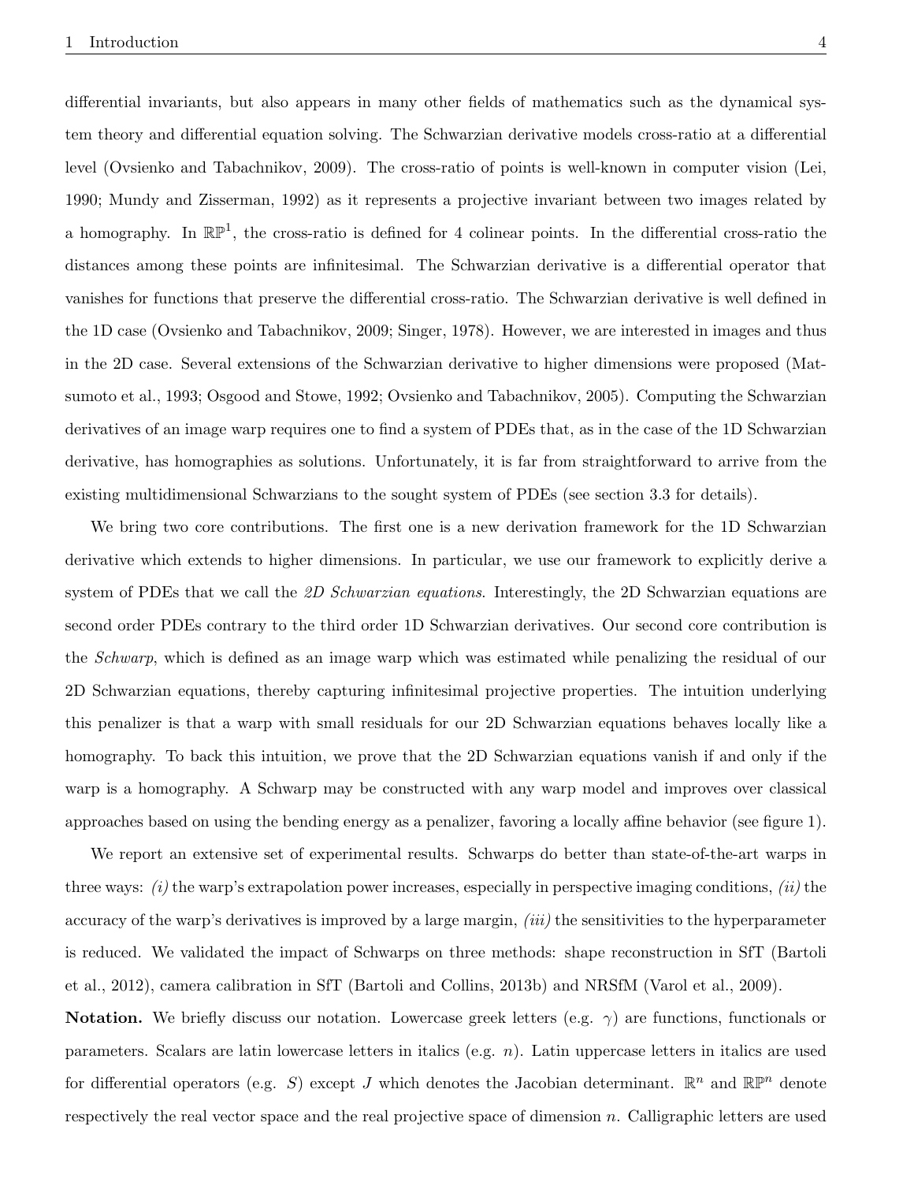differential invariants, but also appears in many other fields of mathematics such as the dynamical system theory and differential equation solving. The Schwarzian derivative models cross-ratio at a differential level (Ovsienko and Tabachnikov, 2009). The cross-ratio of points is well-known in computer vision (Lei, 1990; Mundy and Zisserman, 1992) as it represents a projective invariant between two images related by a homography. In $\mathbb{RP}^1$, the cross-ratio is defined for 4 colinear points. In the differential cross-ratio the distances among these points are infinitesimal. The Schwarzian derivative is a differential operator that vanishes for functions that preserve the differential cross-ratio. The Schwarzian derivative is well defined in the 1D case (Ovsienko and Tabachnikov, 2009; Singer, 1978). However, we are interested in images and thus in the 2D case. Several extensions of the Schwarzian derivative to higher dimensions were proposed (Matsumoto et al., 1993; Osgood and Stowe, 1992; Ovsienko and Tabachnikov, 2005). Computing the Schwarzian derivatives of an image warp requires one to find a system of PDEs that, as in the case of the 1D Schwarzian derivative, has homographies as solutions. Unfortunately, it is far from straightforward to arrive from the existing multidimensional Schwarzians to the sought system of PDEs (see section 3.3 for details).

We bring two core contributions. The first one is a new derivation framework for the 1D Schwarzian derivative which extends to higher dimensions. In particular, we use our framework to explicitly derive a system of PDEs that we call the *2D Schwarzian equations*. Interestingly, the 2D Schwarzian equations are second order PDEs contrary to the third order 1D Schwarzian derivatives. Our second core contribution is the *Schwarp*, which is defined as an image warp which was estimated while penalizing the residual of our 2D Schwarzian equations, thereby capturing infinitesimal projective properties. The intuition underlying this penalizer is that a warp with small residuals for our 2D Schwarzian equations behaves locally like a homography. To back this intuition, we prove that the 2D Schwarzian equations vanish if and only if the warp is a homography. A Schwarp may be constructed with any warp model and improves over classical approaches based on using the bending energy as a penalizer, favoring a locally affine behavior (see figure 1).

We report an extensive set of experimental results. Schwarps do better than state-of-the-art warps in three ways: *(i)* the warp's extrapolation power increases, especially in perspective imaging conditions, *(ii)* the accuracy of the warp's derivatives is improved by a large margin, *(iii)* the sensitivities to the hyperparameter is reduced. We validated the impact of Schwarps on three methods: shape reconstruction in SfT (Bartoli et al., 2012), camera calibration in SfT (Bartoli and Collins, 2013b) and NRSfM (Varol et al., 2009).

**Notation.** We briefly discuss our notation. Lowercase greek letters (e.g. $\gamma$) are functions, functionals or parameters. Scalars are latin lowercase letters in italics (e.g. $n$). Latin uppercase letters in italics are used for differential operators (e.g. $S$) except $J$ which denotes the Jacobian determinant. $\mathbb{R}^n$ and $\mathbb{RP}^n$ denote respectively the real vector space and the real projective space of dimension $n$. Calligraphic letters are used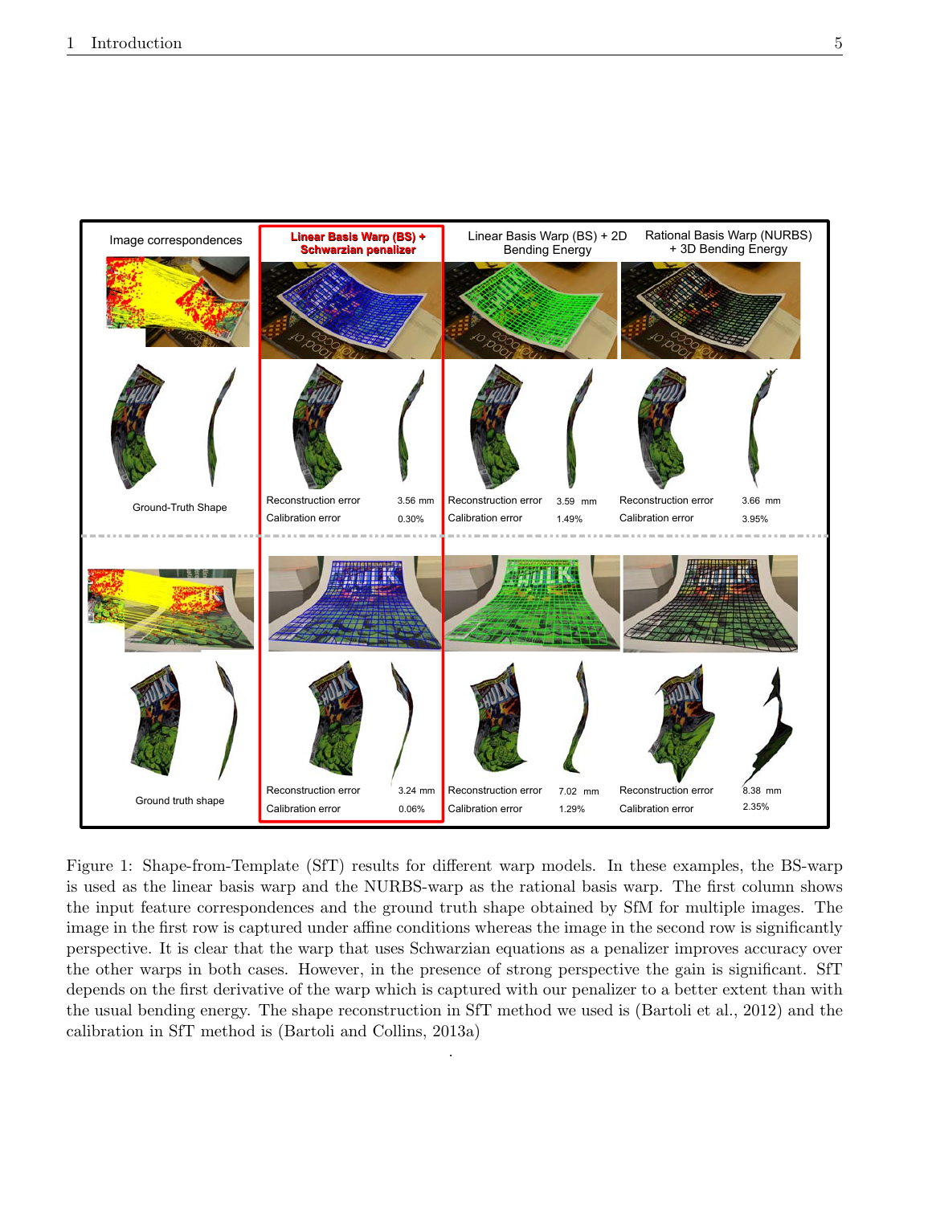| Image correspondences | Linear Basis Warp (BS) + Schwarzian penalizer | | Linear Basis Warp (BS) + 2D Bending Energy | | Rational Basis Warp (NURBS) + 3D Bending Energy | |
|---|---|---|---|---|---|---|
| Ground-Truth Shape | Reconstruction error | 3.56 mm | Reconstruction error | 3.59 mm | Reconstruction error | 3.66 mm |
| | Calibration error | 0.30% | Calibration error | 1.49% | Calibration error | 3.95% |
| Ground truth shape | Reconstruction error | 3.24 mm | Reconstruction error | 7.02 mm | Reconstruction error | 8.38 mm |
| | Calibration error | 0.06% | Calibration error | 1.29% | Calibration error | 2.35% |

Figure 1: Shape-from-Template (SfT) results for different warp models. In these examples, the BS-warp is used as the linear basis warp and the NURBS-warp as the rational basis warp. The first column shows the input feature correspondences and the ground truth shape obtained by SfM for multiple images. The image in the first row is captured under affine conditions whereas the image in the second row is significantly perspective. It is clear that the warp that uses Schwarzian equations as a penalizer improves accuracy over the other warps in both cases. However, in the presence of strong perspective the gain is significant. SfT depends on the first derivative of the warp which is captured with our penalizer to a better extent than with the usual bending energy. The shape reconstruction in SfT method we used is (Bartoli et al., 2012) and the calibration in SfT method is (Bartoli and Collins, 2013a)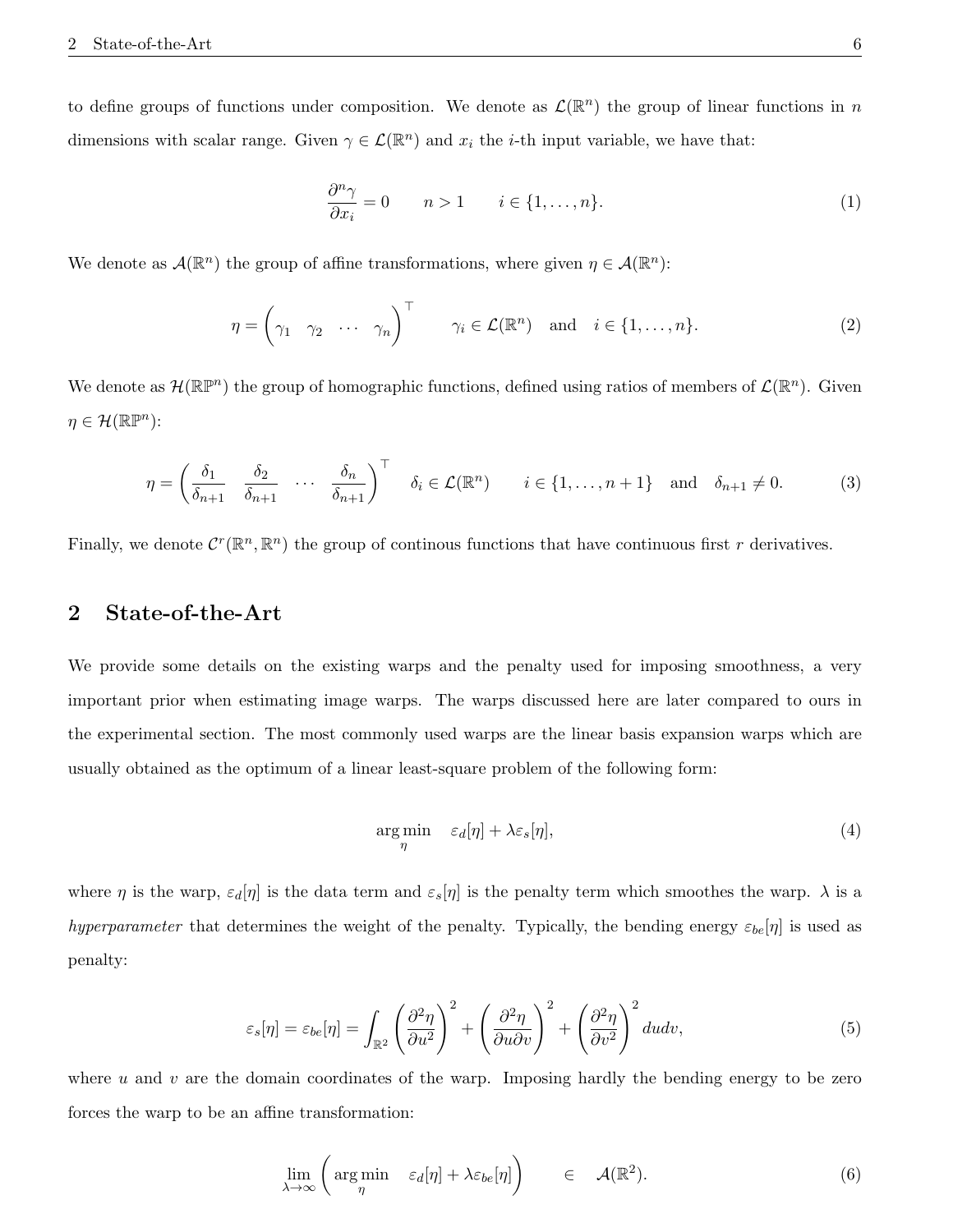to define groups of functions under composition. We denote as $\mathcal{L}(\mathbb{R}^n)$ the group of linear functions in $n$ dimensions with scalar range. Given $\gamma \in \mathcal{L}(\mathbb{R}^n)$ and $x_i$ the $i$-th input variable, we have that:

$$\frac{\partial^n \gamma}{\partial x_i} = 0 \qquad n > 1 \qquad i \in \{1, \ldots, n\}. \tag{1}$$

We denote as $\mathcal{A}(\mathbb{R}^n)$ the group of affine transformations, where given $\eta \in \mathcal{A}(\mathbb{R}^n)$:

$$\eta = \begin{pmatrix} \gamma_1 & \gamma_2 & \cdots & \gamma_n \end{pmatrix}^\top \qquad \gamma_i \in \mathcal{L}(\mathbb{R}^n) \quad \text{and} \quad i \in \{1, \ldots, n\}. \tag{2}$$

We denote as $\mathcal{H}(\mathbb{RP}^n)$ the group of homographic functions, defined using ratios of members of $\mathcal{L}(\mathbb{R}^n)$. Given $\eta \in \mathcal{H}(\mathbb{RP}^n)$:

$$\eta = \begin{pmatrix} \frac{\delta_1}{\delta_{n+1}} & \frac{\delta_2}{\delta_{n+1}} & \cdots & \frac{\delta_n}{\delta_{n+1}} \end{pmatrix}^\top \qquad \delta_i \in \mathcal{L}(\mathbb{R}^n) \qquad i \in \{1, \ldots, n+1\} \quad \text{and} \quad \delta_{n+1} \neq 0. \tag{3}$$

Finally, we denote $\mathcal{C}^r(\mathbb{R}^n, \mathbb{R}^n)$ the group of continous functions that have continuous first $r$ derivatives.

## 2 State-of-the-Art

We provide some details on the existing warps and the penalty used for imposing smoothness, a very important prior when estimating image warps. The warps discussed here are later compared to ours in the experimental section. The most commonly used warps are the linear basis expansion warps which are usually obtained as the optimum of a linear least-square problem of the following form:

$$\underset{\eta}{\arg\min} \quad \varepsilon_d[\eta] + \lambda \varepsilon_s[\eta], \tag{4}$$

where $\eta$ is the warp, $\varepsilon_d[\eta]$ is the data term and $\varepsilon_s[\eta]$ is the penalty term which smoothes the warp. $\lambda$ is a *hyperparameter* that determines the weight of the penalty. Typically, the bending energy $\varepsilon_{be}[\eta]$ is used as penalty:

$$\varepsilon_s[\eta] = \varepsilon_{be}[\eta] = \int_{\mathbb{R}^2} \left( \frac{\partial^2 \eta}{\partial u^2} \right)^2 + \left( \frac{\partial^2 \eta}{\partial u \partial v} \right)^2 + \left( \frac{\partial^2 \eta}{\partial v^2} \right)^2 du dv, \tag{5}$$

where $u$ and $v$ are the domain coordinates of the warp. Imposing hardly the bending energy to be zero forces the warp to be an affine transformation:

$$\lim_{\lambda \to \infty} \left( \underset{\eta}{\arg\min} \quad \varepsilon_d[\eta] + \lambda \varepsilon_{be}[\eta] \right) \qquad \in \quad \mathcal{A}(\mathbb{R}^2). \tag{6}$$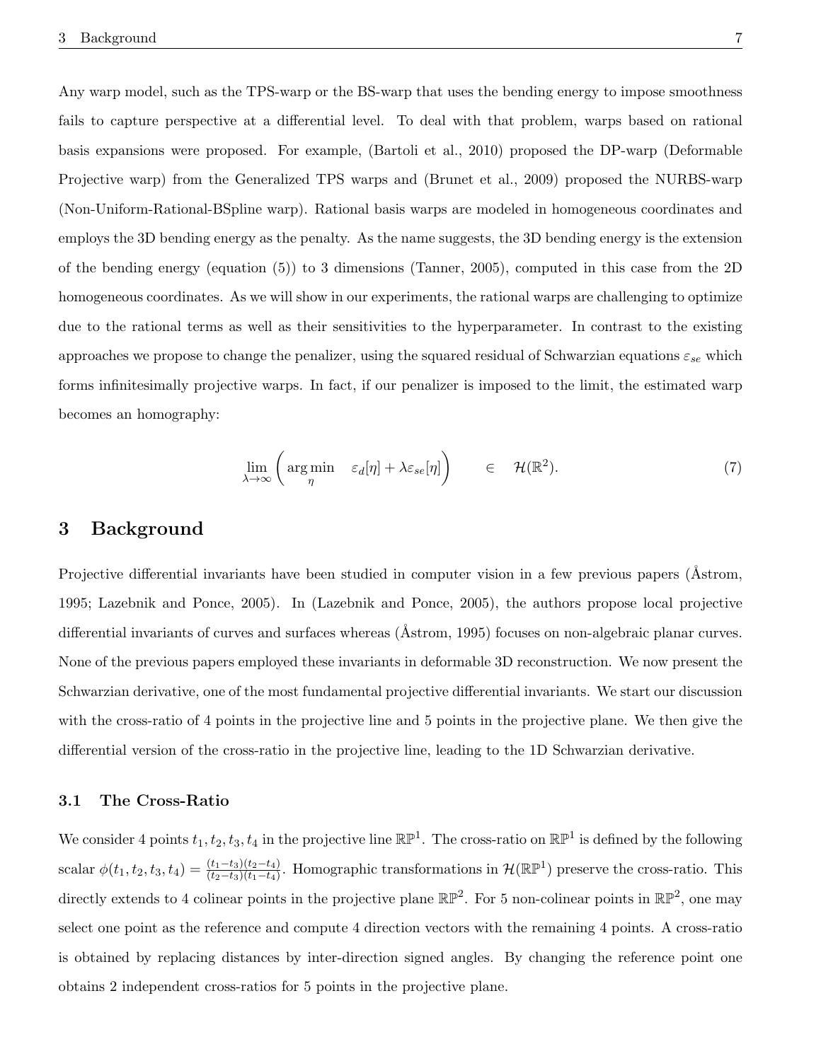Any warp model, such as the TPS-warp or the BS-warp that uses the bending energy to impose smoothness fails to capture perspective at a differential level. To deal with that problem, warps based on rational basis expansions were proposed. For example, (Bartoli et al., 2010) proposed the DP-warp (Deformable Projective warp) from the Generalized TPS warps and (Brunet et al., 2009) proposed the NURBS-warp (Non-Uniform-Rational-BSpline warp). Rational basis warps are modeled in homogeneous coordinates and employs the 3D bending energy as the penalty. As the name suggests, the 3D bending energy is the extension of the bending energy (equation (5)) to 3 dimensions (Tanner, 2005), computed in this case from the 2D homogeneous coordinates. As we will show in our experiments, the rational warps are challenging to optimize due to the rational terms as well as their sensitivities to the hyperparameter. In contrast to the existing approaches we propose to change the penalizer, using the squared residual of Schwarzian equations $\varepsilon_{se}$ which forms infinitesimally projective warps. In fact, if our penalizer is imposed to the limit, the estimated warp becomes an homography:

$$\lim_{\lambda \to \infty} \left( \arg\min_{\eta} \quad \varepsilon_d[\eta] + \lambda \varepsilon_{se}[\eta] \right) \qquad \in \quad \mathcal{H}(\mathbb{R}^2). \tag{7}$$

## 3 Background

Projective differential invariants have been studied in computer vision in a few previous papers (Åstrom, 1995; Lazebnik and Ponce, 2005). In (Lazebnik and Ponce, 2005), the authors propose local projective differential invariants of curves and surfaces whereas (Åstrom, 1995) focuses on non-algebraic planar curves. None of the previous papers employed these invariants in deformable 3D reconstruction. We now present the Schwarzian derivative, one of the most fundamental projective differential invariants. We start our discussion with the cross-ratio of 4 points in the projective line and 5 points in the projective plane. We then give the differential version of the cross-ratio in the projective line, leading to the 1D Schwarzian derivative.

### 3.1 The Cross-Ratio

We consider 4 points $t_1, t_2, t_3, t_4$ in the projective line $\mathbb{RP}^1$. The cross-ratio on $\mathbb{RP}^1$ is defined by the following scalar $\phi(t_1, t_2, t_3, t_4) = \frac{(t_1 - t_3)(t_2 - t_4)}{(t_2 - t_3)(t_1 - t_4)}$. Homographic transformations in $\mathcal{H}(\mathbb{RP}^1)$ preserve the cross-ratio. This directly extends to 4 colinear points in the projective plane $\mathbb{RP}^2$. For 5 non-colinear points in $\mathbb{RP}^2$, one may select one point as the reference and compute 4 direction vectors with the remaining 4 points. A cross-ratio is obtained by replacing distances by inter-direction signed angles. By changing the reference point one obtains 2 independent cross-ratios for 5 points in the projective plane.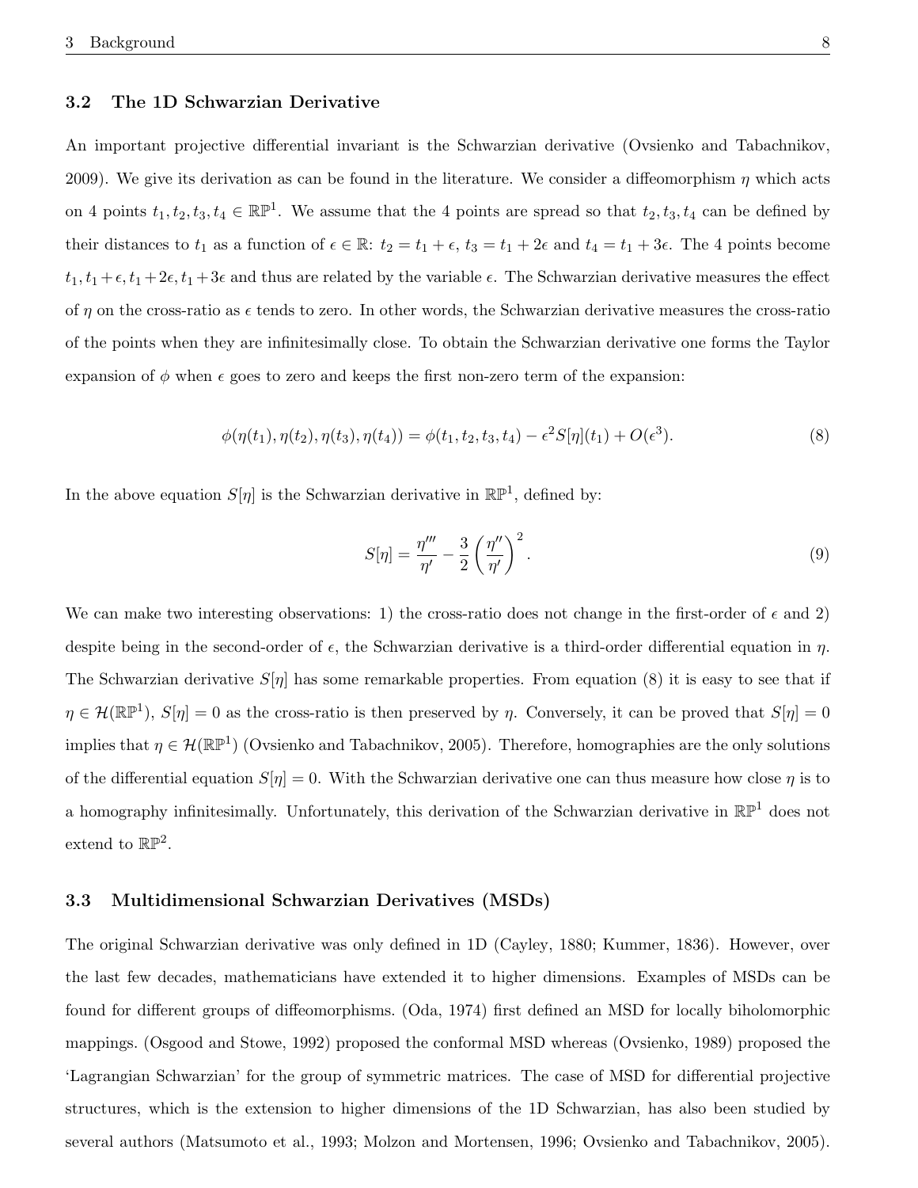### 3.2 The 1D Schwarzian Derivative

An important projective differential invariant is the Schwarzian derivative (Ovsienko and Tabachnikov, 2009). We give its derivation as can be found in the literature. We consider a diffeomorphism $\eta$ which acts on 4 points $t_1, t_2, t_3, t_4 \in \mathbb{RP}^1$. We assume that the 4 points are spread so that $t_2, t_3, t_4$ can be defined by their distances to $t_1$ as a function of $\epsilon \in \mathbb{R}$: $t_2 = t_1 + \epsilon$, $t_3 = t_1 + 2\epsilon$ and $t_4 = t_1 + 3\epsilon$. The 4 points become $t_1, t_1 + \epsilon, t_1 + 2\epsilon, t_1 + 3\epsilon$ and thus are related by the variable $\epsilon$. The Schwarzian derivative measures the effect of $\eta$ on the cross-ratio as $\epsilon$ tends to zero. In other words, the Schwarzian derivative measures the cross-ratio of the points when they are infinitesimally close. To obtain the Schwarzian derivative one forms the Taylor expansion of $\phi$ when $\epsilon$ goes to zero and keeps the first non-zero term of the expansion:

$$\phi(\eta(t_1), \eta(t_2), \eta(t_3), \eta(t_4)) = \phi(t_1, t_2, t_3, t_4) - \epsilon^2 S[\eta](t_1) + O(\epsilon^3). \tag{8}$$

In the above equation $S[\eta]$ is the Schwarzian derivative in $\mathbb{RP}^1$, defined by:

$$S[\eta] = \frac{\eta'''}{\eta'} - \frac{3}{2}\left(\frac{\eta''}{\eta'}\right)^2. \tag{9}$$

We can make two interesting observations: 1) the cross-ratio does not change in the first-order of $\epsilon$ and 2) despite being in the second-order of $\epsilon$, the Schwarzian derivative is a third-order differential equation in $\eta$. The Schwarzian derivative $S[\eta]$ has some remarkable properties. From equation (8) it is easy to see that if $\eta \in \mathcal{H}(\mathbb{RP}^1)$, $S[\eta] = 0$ as the cross-ratio is then preserved by $\eta$. Conversely, it can be proved that $S[\eta] = 0$ implies that $\eta \in \mathcal{H}(\mathbb{RP}^1)$ (Ovsienko and Tabachnikov, 2005). Therefore, homographies are the only solutions of the differential equation $S[\eta] = 0$. With the Schwarzian derivative one can thus measure how close $\eta$ is to a homography infinitesimally. Unfortunately, this derivation of the Schwarzian derivative in $\mathbb{RP}^1$ does not extend to $\mathbb{RP}^2$.

### 3.3 Multidimensional Schwarzian Derivatives (MSDs)

The original Schwarzian derivative was only defined in 1D (Cayley, 1880; Kummer, 1836). However, over the last few decades, mathematicians have extended it to higher dimensions. Examples of MSDs can be found for different groups of diffeomorphisms. (Oda, 1974) first defined an MSD for locally biholomorphic mappings. (Osgood and Stowe, 1992) proposed the conformal MSD whereas (Ovsienko, 1989) proposed the 'Lagrangian Schwarzian' for the group of symmetric matrices. The case of MSD for differential projective structures, which is the extension to higher dimensions of the 1D Schwarzian, has also been studied by several authors (Matsumoto et al., 1993; Molzon and Mortensen, 1996; Ovsienko and Tabachnikov, 2005).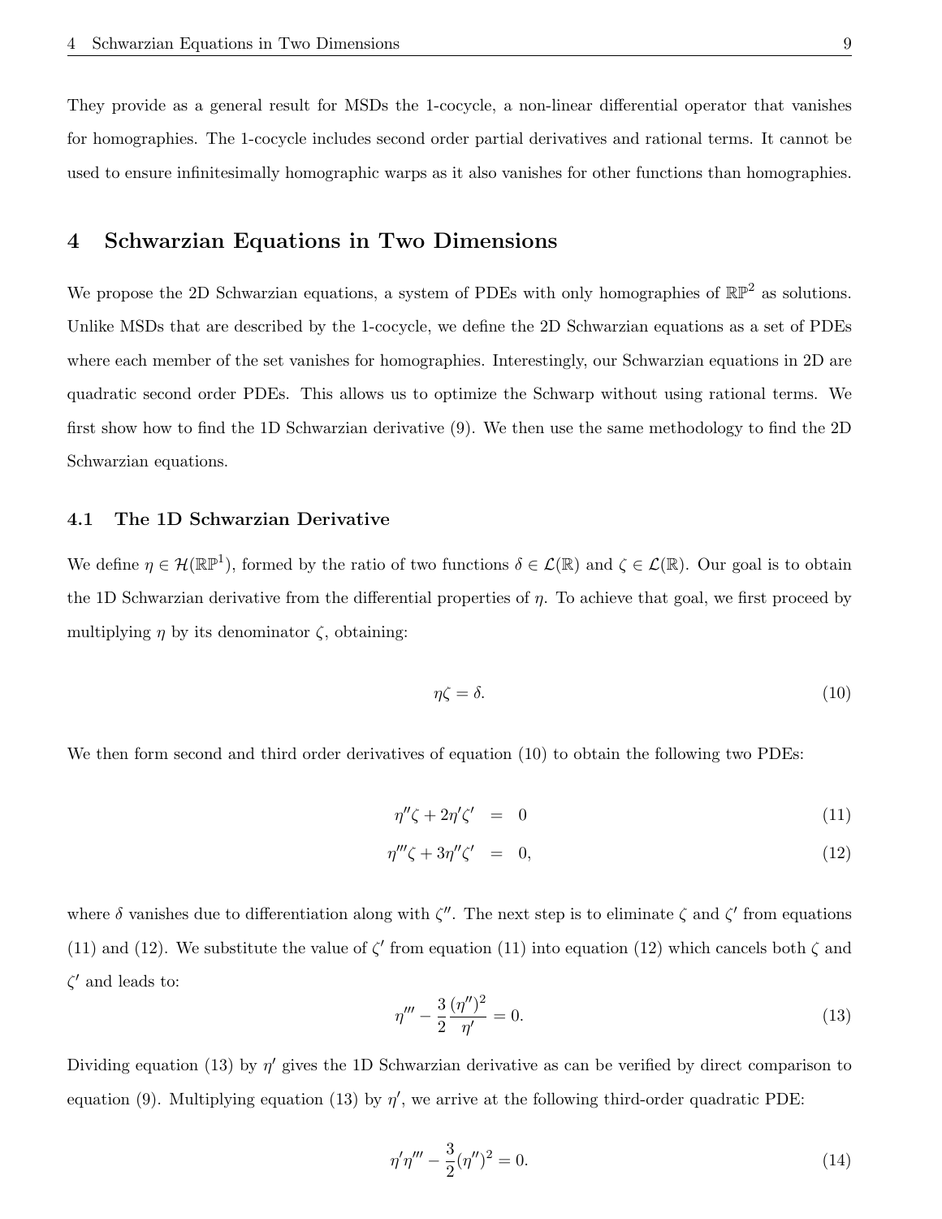They provide as a general result for MSDs the 1-cocycle, a non-linear differential operator that vanishes for homographies. The 1-cocycle includes second order partial derivatives and rational terms. It cannot be used to ensure infinitesimally homographic warps as it also vanishes for other functions than homographies.

## 4 Schwarzian Equations in Two Dimensions

We propose the 2D Schwarzian equations, a system of PDEs with only homographies of $\mathbb{RP}^2$ as solutions. Unlike MSDs that are described by the 1-cocycle, we define the 2D Schwarzian equations as a set of PDEs where each member of the set vanishes for homographies. Interestingly, our Schwarzian equations in 2D are quadratic second order PDEs. This allows us to optimize the Schwarp without using rational terms. We first show how to find the 1D Schwarzian derivative (9). We then use the same methodology to find the 2D Schwarzian equations.

### 4.1 The 1D Schwarzian Derivative

We define $\eta \in \mathcal{H}(\mathbb{RP}^1)$, formed by the ratio of two functions $\delta \in \mathcal{L}(\mathbb{R})$ and $\zeta \in \mathcal{L}(\mathbb{R})$. Our goal is to obtain the 1D Schwarzian derivative from the differential properties of $\eta$. To achieve that goal, we first proceed by multiplying $\eta$ by its denominator $\zeta$, obtaining:

$$\eta\zeta = \delta. \tag{10}$$

We then form second and third order derivatives of equation (10) to obtain the following two PDEs:

$$\eta''\zeta + 2\eta'\zeta' = 0 \tag{11}$$

$$\eta'''\zeta + 3\eta''\zeta' = 0, \tag{12}$$

where $\delta$ vanishes due to differentiation along with $\zeta''$. The next step is to eliminate $\zeta$ and $\zeta'$ from equations (11) and (12). We substitute the value of $\zeta'$ from equation (11) into equation (12) which cancels both $\zeta$ and $\zeta'$ and leads to:

$$\eta''' - \frac{3}{2}\frac{(\eta'')^2}{\eta'} = 0. \tag{13}$$

Dividing equation (13) by $\eta'$ gives the 1D Schwarzian derivative as can be verified by direct comparison to equation (9). Multiplying equation (13) by $\eta'$, we arrive at the following third-order quadratic PDE:

$$\eta'\eta''' - \frac{3}{2}(\eta'')^2 = 0. \tag{14}$$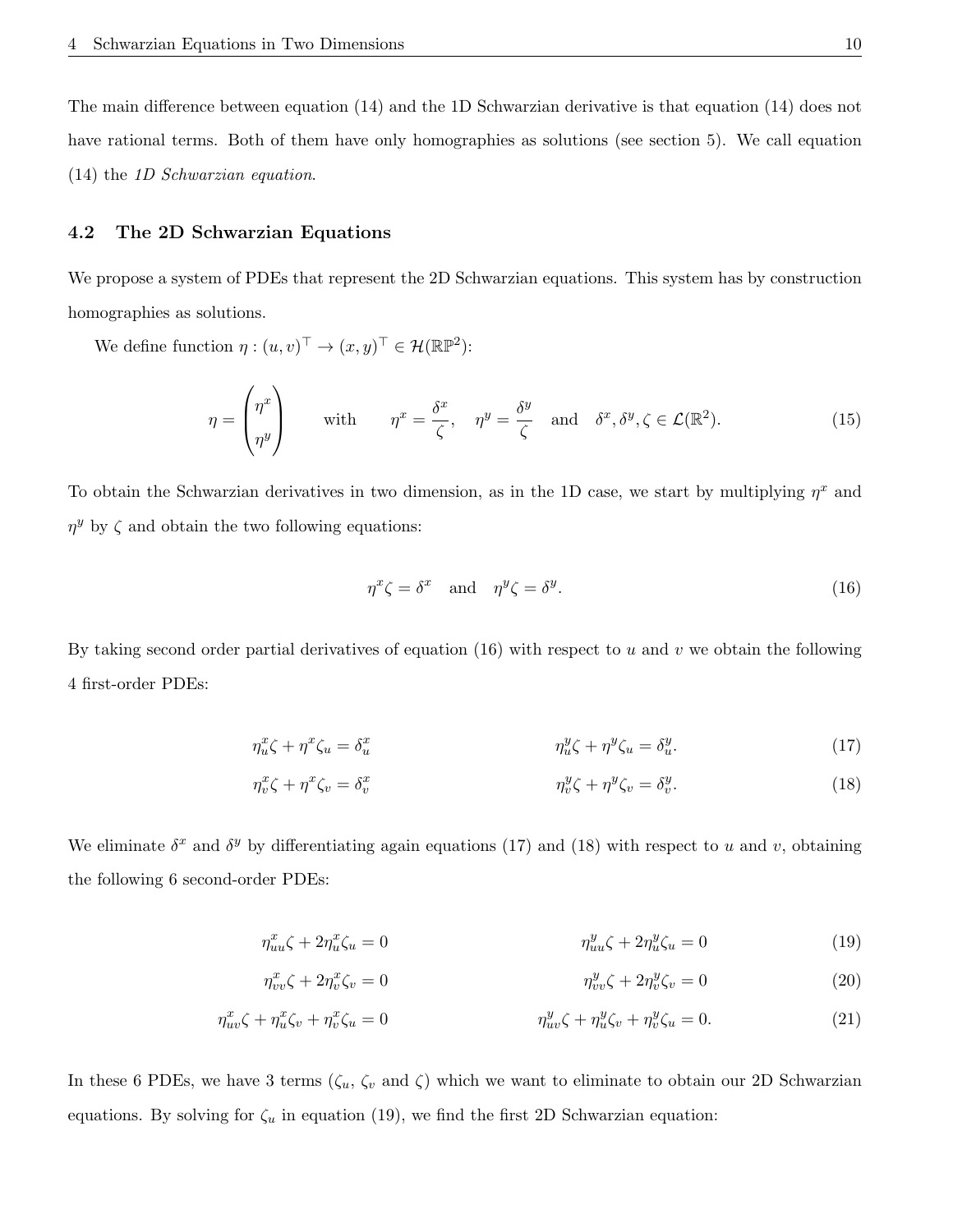The main difference between equation (14) and the 1D Schwarzian derivative is that equation (14) does not have rational terms. Both of them have only homographies as solutions (see section 5). We call equation (14) the *1D Schwarzian equation*.

### 4.2 The 2D Schwarzian Equations

We propose a system of PDEs that represent the 2D Schwarzian equations. This system has by construction homographies as solutions.

We define function $\eta : (u, v)^\top \to (x, y)^\top \in \mathcal{H}(\mathbb{RP}^2)$:

$$\eta = \begin{pmatrix} \eta^x \\ \eta^y \end{pmatrix} \qquad \text{with} \qquad \eta^x = \frac{\delta^x}{\zeta}, \quad \eta^y = \frac{\delta^y}{\zeta} \quad \text{and} \quad \delta^x, \delta^y, \zeta \in \mathcal{L}(\mathbb{R}^2). \tag{15}$$

To obtain the Schwarzian derivatives in two dimension, as in the 1D case, we start by multiplying $\eta^x$ and $\eta^y$ by $\zeta$ and obtain the two following equations:

$$\eta^x \zeta = \delta^x \quad \text{and} \quad \eta^y \zeta = \delta^y. \tag{16}$$

By taking second order partial derivatives of equation (16) with respect to $u$ and $v$ we obtain the following 4 first-order PDEs:

$$\eta^x_u \zeta + \eta^x \zeta_u = \delta^x_u \qquad\qquad \eta^y_u \zeta + \eta^y \zeta_u = \delta^y_u. \tag{17}$$

$$\eta^x_v \zeta + \eta^x \zeta_v = \delta^x_v \qquad\qquad \eta^y_v \zeta + \eta^y \zeta_v = \delta^y_v. \tag{18}$$

We eliminate $\delta^x$ and $\delta^y$ by differentiating again equations (17) and (18) with respect to $u$ and $v$, obtaining the following 6 second-order PDEs:

$$\eta^x_{uu} \zeta + 2\eta^x_u \zeta_u = 0 \qquad\qquad \eta^y_{uu} \zeta + 2\eta^y_u \zeta_u = 0 \tag{19}$$

$$\eta^x_{vv} \zeta + 2\eta^x_v \zeta_v = 0 \qquad\qquad \eta^y_{vv} \zeta + 2\eta^y_v \zeta_v = 0 \tag{20}$$

$$\eta^x_{uv} \zeta + \eta^x_u \zeta_v + \eta^x_v \zeta_u = 0 \qquad\qquad \eta^y_{uv} \zeta + \eta^y_u \zeta_v + \eta^y_v \zeta_u = 0. \tag{21}$$

In these 6 PDEs, we have 3 terms ($\zeta_u$, $\zeta_v$ and $\zeta$) which we want to eliminate to obtain our 2D Schwarzian equations. By solving for $\zeta_u$ in equation (19), we find the first 2D Schwarzian equation: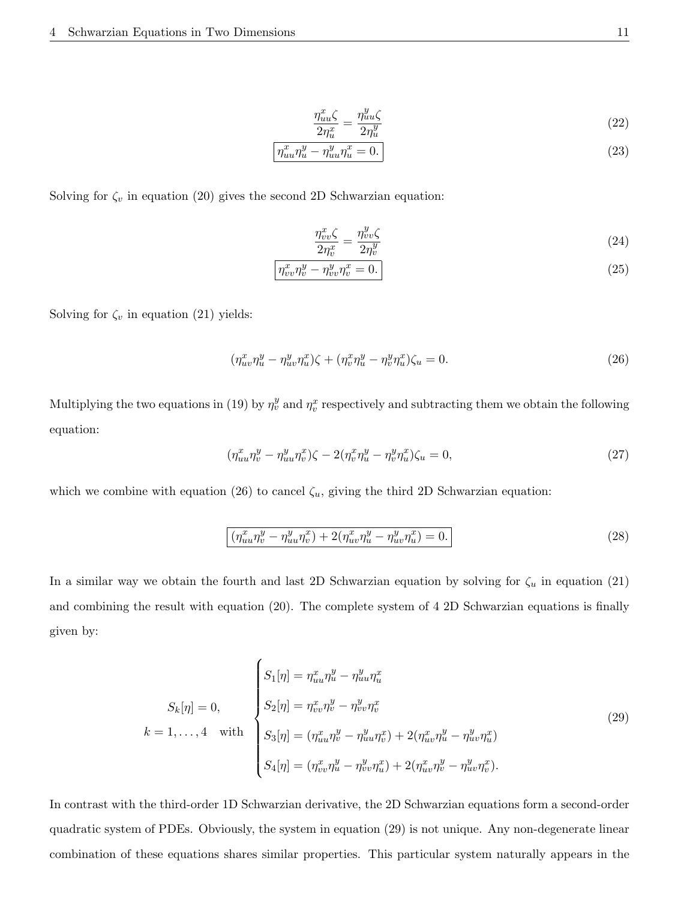$$\frac{\eta^x_{uu}\zeta}{2\eta^x_u} = \frac{\eta^y_{uu}\zeta}{2\eta^y_u} \tag{22}$$

$$\boxed{\eta^x_{uu}\eta^y_u - \eta^y_{uu}\eta^x_u = 0.} \tag{23}$$

Solving for $\zeta_v$ in equation (20) gives the second 2D Schwarzian equation:

$$\frac{\eta^x_{vv}\zeta}{2\eta^x_v} = \frac{\eta^y_{vv}\zeta}{2\eta^y_v} \tag{24}$$

$$\boxed{\eta^x_{vv}\eta^y_v - \eta^y_{vv}\eta^x_v = 0.} \tag{25}$$

Solving for $\zeta_v$ in equation (21) yields:

$$(\eta^x_{uv}\eta^y_u - \eta^y_{uv}\eta^x_u)\zeta + (\eta^x_v\eta^y_u - \eta^y_v\eta^x_u)\zeta_u = 0. \tag{26}$$

Multiplying the two equations in (19) by $\eta^y_v$ and $\eta^x_v$ respectively and subtracting them we obtain the following equation:

$$(\eta^x_{uu}\eta^y_v - \eta^y_{uu}\eta^x_v)\zeta - 2(\eta^x_v\eta^y_u - \eta^y_v\eta^x_u)\zeta_u = 0, \tag{27}$$

which we combine with equation (26) to cancel $\zeta_u$, giving the third 2D Schwarzian equation:

$$\boxed{(\eta^x_{uu}\eta^y_v - \eta^y_{uu}\eta^x_v) + 2(\eta^x_{uv}\eta^y_u - \eta^y_{uv}\eta^x_u) = 0.} \tag{28}$$

In a similar way we obtain the fourth and last 2D Schwarzian equation by solving for $\zeta_u$ in equation (21) and combining the result with equation (20). The complete system of 4 2D Schwarzian equations is finally given by:

$$\begin{matrix} S_k[\eta] = 0, \\ k = 1, \ldots, 4 \quad \text{with} \end{matrix} \quad \begin{cases} S_1[\eta] = \eta^x_{uu}\eta^y_u - \eta^y_{uu}\eta^x_u \\ S_2[\eta] = \eta^x_{vv}\eta^y_v - \eta^y_{vv}\eta^x_v \\ S_3[\eta] = (\eta^x_{uu}\eta^y_v - \eta^y_{uu}\eta^x_v) + 2(\eta^x_{uv}\eta^y_u - \eta^y_{uv}\eta^x_u) \\ S_4[\eta] = (\eta^x_{vv}\eta^y_u - \eta^y_{vv}\eta^x_u) + 2(\eta^x_{uv}\eta^y_v - \eta^y_{uv}\eta^x_v). \end{cases} \tag{29}$$

In contrast with the third-order 1D Schwarzian derivative, the 2D Schwarzian equations form a second-order quadratic system of PDEs. Obviously, the system in equation (29) is not unique. Any non-degenerate linear combination of these equations shares similar properties. This particular system naturally appears in the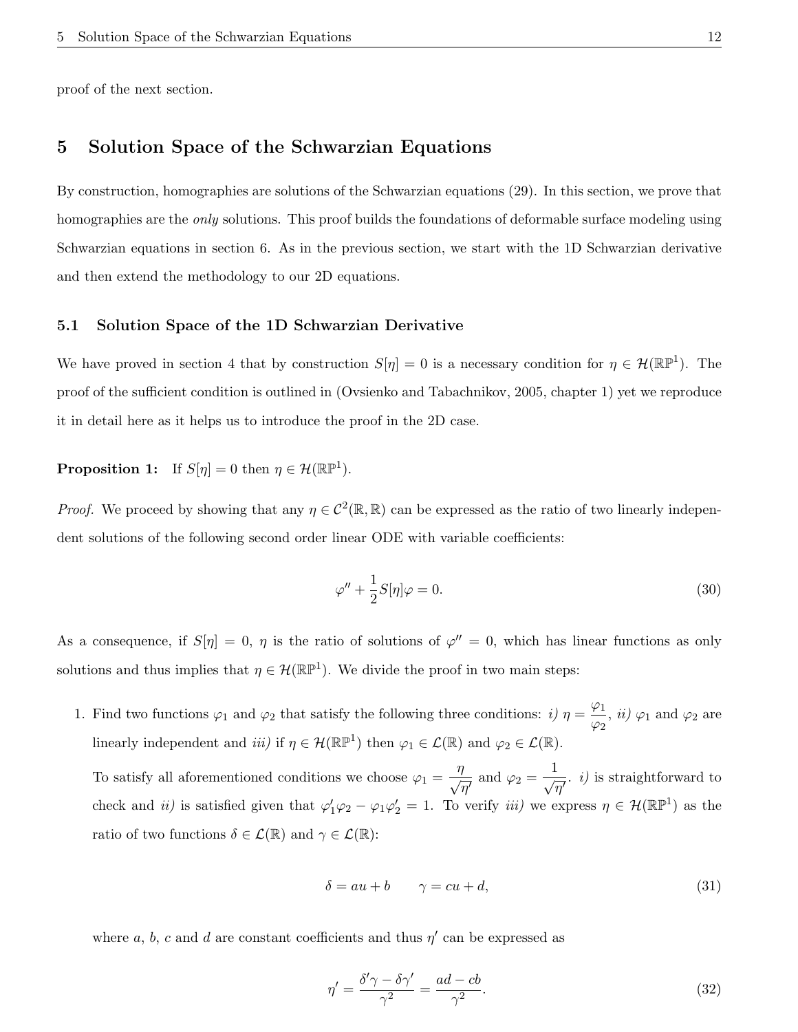proof of the next section.

## 5 Solution Space of the Schwarzian Equations

By construction, homographies are solutions of the Schwarzian equations (29). In this section, we prove that homographies are the *only* solutions. This proof builds the foundations of deformable surface modeling using Schwarzian equations in section 6. As in the previous section, we start with the 1D Schwarzian derivative and then extend the methodology to our 2D equations.

### 5.1 Solution Space of the 1D Schwarzian Derivative

We have proved in section 4 that by construction $S[\eta] = 0$ is a necessary condition for $\eta \in \mathcal{H}(\mathbb{RP}^1)$. The proof of the sufficient condition is outlined in (Ovsienko and Tabachnikov, 2005, chapter 1) yet we reproduce it in detail here as it helps us to introduce the proof in the 2D case.

**Proposition 1:** If $S[\eta] = 0$ then $\eta \in \mathcal{H}(\mathbb{RP}^1)$.

*Proof.* We proceed by showing that any $\eta \in \mathcal{C}^2(\mathbb{R}, \mathbb{R})$ can be expressed as the ratio of two linearly independent solutions of the following second order linear ODE with variable coefficients:

$$\varphi'' + \frac{1}{2} S[\eta]\varphi = 0. \tag{30}$$

As a consequence, if $S[\eta] = 0$, $\eta$ is the ratio of solutions of $\varphi'' = 0$, which has linear functions as only solutions and thus implies that $\eta \in \mathcal{H}(\mathbb{RP}^1)$. We divide the proof in two main steps:

1. Find two functions $\varphi_1$ and $\varphi_2$ that satisfy the following three conditions: *i)* $\eta = \dfrac{\varphi_1}{\varphi_2}$, *ii)* $\varphi_1$ and $\varphi_2$ are linearly independent and *iii)* if $\eta \in \mathcal{H}(\mathbb{RP}^1)$ then $\varphi_1 \in \mathcal{L}(\mathbb{R})$ and $\varphi_2 \in \mathcal{L}(\mathbb{R})$.

   To satisfy all aforementioned conditions we choose $\varphi_1 = \dfrac{\eta}{\sqrt{\eta'}}$ and $\varphi_2 = \dfrac{1}{\sqrt{\eta'}}$. *i)* is straightforward to check and *ii)* is satisfied given that $\varphi_1'\varphi_2 - \varphi_1\varphi_2' = 1$. To verify *iii)* we express $\eta \in \mathcal{H}(\mathbb{RP}^1)$ as the ratio of two functions $\delta \in \mathcal{L}(\mathbb{R})$ and $\gamma \in \mathcal{L}(\mathbb{R})$:

$$\delta = au + b \qquad \gamma = cu + d, \tag{31}$$

   where $a$, $b$, $c$ and $d$ are constant coefficients and thus $\eta'$ can be expressed as

$$\eta' = \frac{\delta'\gamma - \delta\gamma'}{\gamma^2} = \frac{ad - cb}{\gamma^2}. \tag{32}$$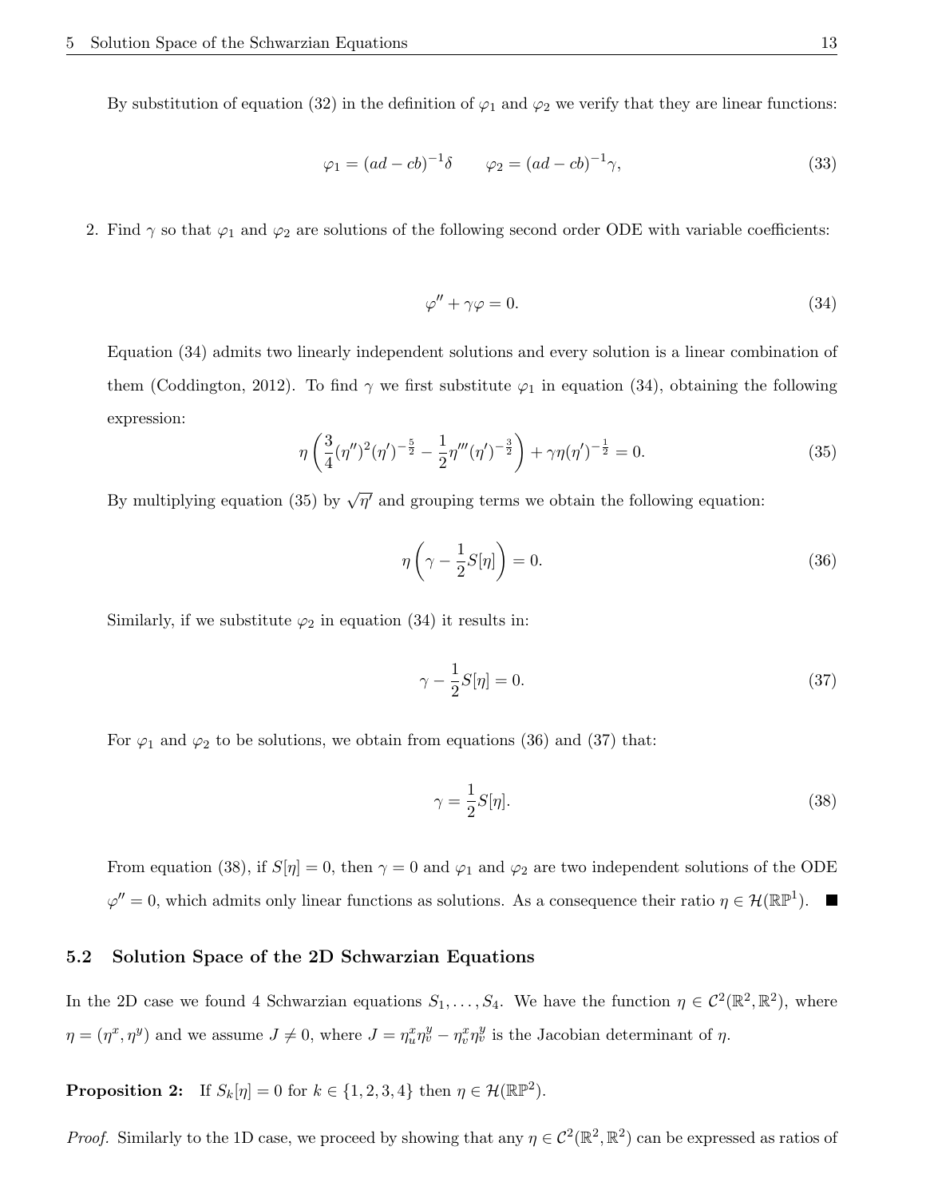By substitution of equation (32) in the definition of $\varphi_1$ and $\varphi_2$ we verify that they are linear functions:

$$\varphi_1 = (ad - cb)^{-1}\delta \qquad \varphi_2 = (ad - cb)^{-1}\gamma, \tag{33}$$

2. Find $\gamma$ so that $\varphi_1$ and $\varphi_2$ are solutions of the following second order ODE with variable coefficients:

$$\varphi'' + \gamma\varphi = 0. \tag{34}$$

Equation (34) admits two linearly independent solutions and every solution is a linear combination of them (Coddington, 2012). To find $\gamma$ we first substitute $\varphi_1$ in equation (34), obtaining the following expression:

$$\eta\left(\frac{3}{4}(\eta'')^2(\eta')^{-\frac{5}{2}} - \frac{1}{2}\eta'''(\eta')^{-\frac{3}{2}}\right) + \gamma\eta(\eta')^{-\frac{1}{2}} = 0. \tag{35}$$

By multiplying equation (35) by $\sqrt{\eta'}$ and grouping terms we obtain the following equation:

$$\eta\left(\gamma - \frac{1}{2}S[\eta]\right) = 0. \tag{36}$$

Similarly, if we substitute $\varphi_2$ in equation (34) it results in:

$$\gamma - \frac{1}{2}S[\eta] = 0. \tag{37}$$

For $\varphi_1$ and $\varphi_2$ to be solutions, we obtain from equations (36) and (37) that:

$$\gamma = \frac{1}{2}S[\eta]. \tag{38}$$

From equation (38), if $S[\eta] = 0$, then $\gamma = 0$ and $\varphi_1$ and $\varphi_2$ are two independent solutions of the ODE $\varphi'' = 0$, which admits only linear functions as solutions. As a consequence their ratio $\eta \in \mathcal{H}(\mathbb{RP}^1)$. ■

### 5.2 Solution Space of the 2D Schwarzian Equations

In the 2D case we found 4 Schwarzian equations $S_1, \ldots, S_4$. We have the function $\eta \in \mathcal{C}^2(\mathbb{R}^2, \mathbb{R}^2)$, where $\eta = (\eta^x, \eta^y)$ and we assume $J \neq 0$, where $J = \eta^x_u\eta^y_v - \eta^x_v\eta^y_v$ is the Jacobian determinant of $\eta$.

**Proposition 2:** If $S_k[\eta] = 0$ for $k \in \{1, 2, 3, 4\}$ then $\eta \in \mathcal{H}(\mathbb{RP}^2)$.

*Proof.* Similarly to the 1D case, we proceed by showing that any $\eta \in \mathcal{C}^2(\mathbb{R}^2, \mathbb{R}^2)$ can be expressed as ratios of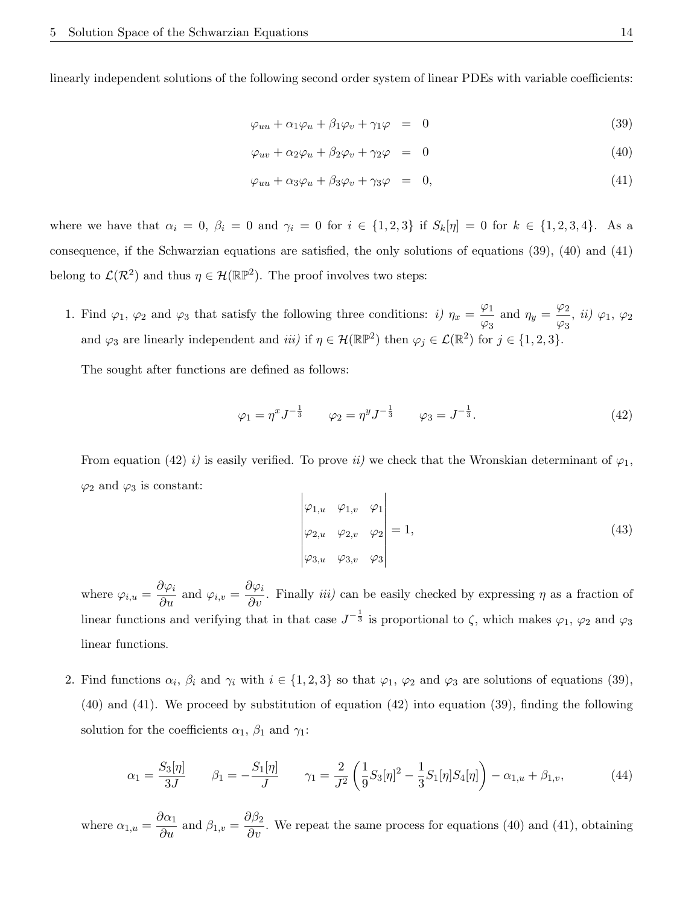linearly independent solutions of the following second order system of linear PDEs with variable coefficients:

$$\varphi_{uu} + \alpha_1 \varphi_u + \beta_1 \varphi_v + \gamma_1 \varphi = 0 \tag{39}$$

$$\varphi_{uv} + \alpha_2 \varphi_u + \beta_2 \varphi_v + \gamma_2 \varphi = 0 \tag{40}$$

$$\varphi_{uu} + \alpha_3 \varphi_u + \beta_3 \varphi_v + \gamma_3 \varphi = 0, \tag{41}$$

where we have that $\alpha_i = 0$, $\beta_i = 0$ and $\gamma_i = 0$ for $i \in \{1,2,3\}$ if $S_k[\eta] = 0$ for $k \in \{1,2,3,4\}$. As a consequence, if the Schwarzian equations are satisfied, the only solutions of equations (39), (40) and (41) belong to $\mathcal{L}(\mathcal{R}^2)$ and thus $\eta \in \mathcal{H}(\mathbb{RP}^2)$. The proof involves two steps:

1. Find $\varphi_1$, $\varphi_2$ and $\varphi_3$ that satisfy the following three conditions: *i)* $\eta_x = \dfrac{\varphi_1}{\varphi_3}$ and $\eta_y = \dfrac{\varphi_2}{\varphi_3}$, *ii)* $\varphi_1$, $\varphi_2$ and $\varphi_3$ are linearly independent and *iii)* if $\eta \in \mathcal{H}(\mathbb{RP}^2)$ then $\varphi_j \in \mathcal{L}(\mathbb{R}^2)$ for $j \in \{1,2,3\}$.

   The sought after functions are defined as follows:

   $$\varphi_1 = \eta^x J^{-\frac{1}{3}} \qquad \varphi_2 = \eta^y J^{-\frac{1}{3}} \qquad \varphi_3 = J^{-\frac{1}{3}}. \tag{42}$$

   From equation (42) *i)* is easily verified. To prove *ii)* we check that the Wronskian determinant of $\varphi_1$, $\varphi_2$ and $\varphi_3$ is constant:

   $$\begin{vmatrix} \varphi_{1,u} & \varphi_{1,v} & \varphi_1 \\ \varphi_{2,u} & \varphi_{2,v} & \varphi_2 \\ \varphi_{3,u} & \varphi_{3,v} & \varphi_3 \end{vmatrix} = 1, \tag{43}$$

   where $\varphi_{i,u} = \dfrac{\partial \varphi_i}{\partial u}$ and $\varphi_{i,v} = \dfrac{\partial \varphi_i}{\partial v}$. Finally *iii)* can be easily checked by expressing $\eta$ as a fraction of linear functions and verifying that in that case $J^{-\frac{1}{3}}$ is proportional to $\zeta$, which makes $\varphi_1$, $\varphi_2$ and $\varphi_3$ linear functions.

2. Find functions $\alpha_i$, $\beta_i$ and $\gamma_i$ with $i \in \{1,2,3\}$ so that $\varphi_1$, $\varphi_2$ and $\varphi_3$ are solutions of equations (39), (40) and (41). We proceed by substitution of equation (42) into equation (39), finding the following solution for the coefficients $\alpha_1$, $\beta_1$ and $\gamma_1$:

   $$\alpha_1 = \frac{S_3[\eta]}{3J} \qquad \beta_1 = -\frac{S_1[\eta]}{J} \qquad \gamma_1 = \frac{2}{J^2}\left(\frac{1}{9}S_3[\eta]^2 - \frac{1}{3}S_1[\eta]S_4[\eta]\right) - \alpha_{1,u} + \beta_{1,v}, \tag{44}$$

   where $\alpha_{1,u} = \dfrac{\partial \alpha_1}{\partial u}$ and $\beta_{1,v} = \dfrac{\partial \beta_2}{\partial v}$. We repeat the same process for equations (40) and (41), obtaining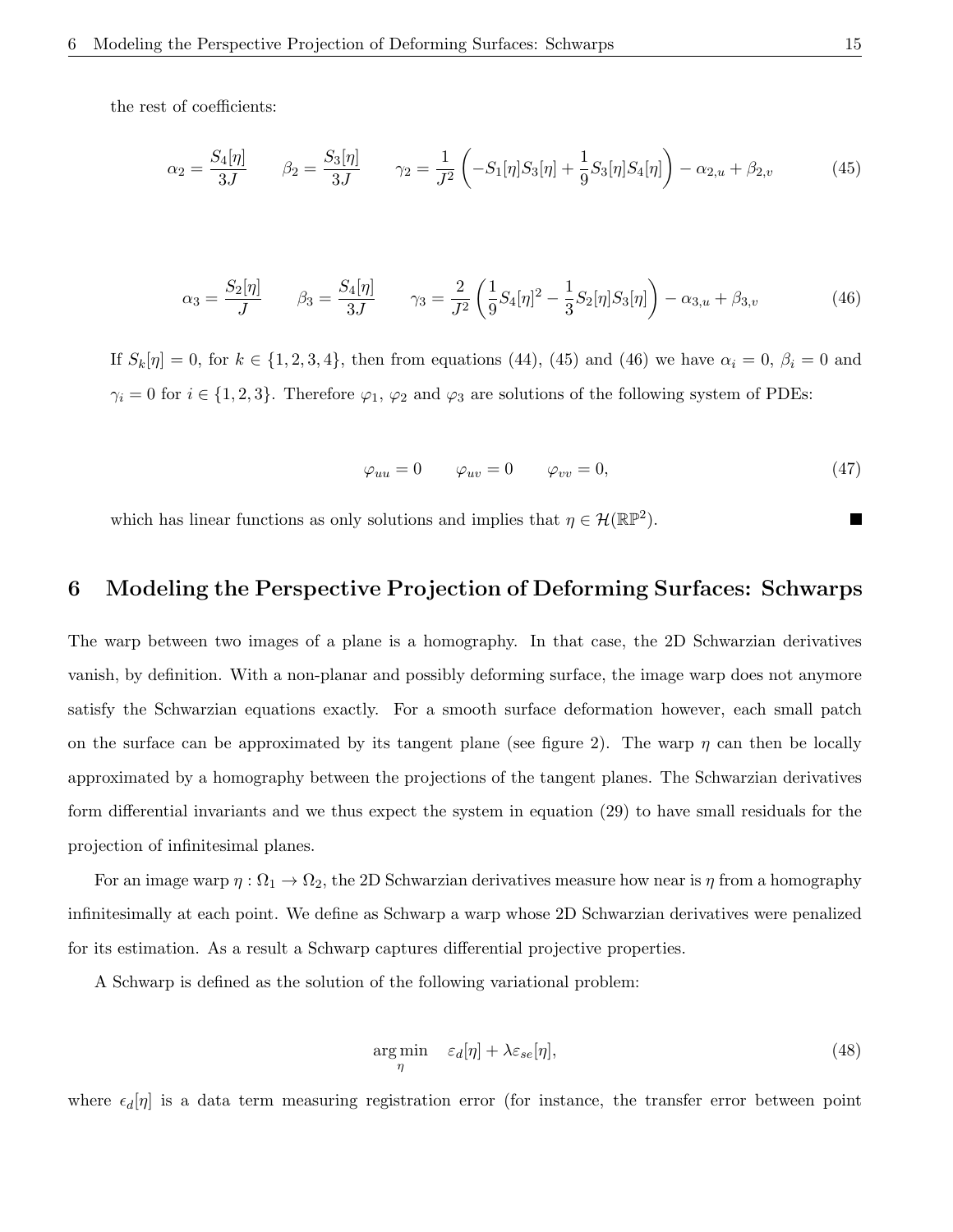the rest of coefficients:

$$\alpha_2 = \frac{S_4[\eta]}{3J} \qquad \beta_2 = \frac{S_3[\eta]}{3J} \qquad \gamma_2 = \frac{1}{J^2}\left(-S_1[\eta]S_3[\eta] + \frac{1}{9}S_3[\eta]S_4[\eta]\right) - \alpha_{2,u} + \beta_{2,v} \tag{45}$$

$$\alpha_3 = \frac{S_2[\eta]}{J} \qquad \beta_3 = \frac{S_4[\eta]}{3J} \qquad \gamma_3 = \frac{2}{J^2}\left(\frac{1}{9}S_4[\eta]^2 - \frac{1}{3}S_2[\eta]S_3[\eta]\right) - \alpha_{3,u} + \beta_{3,v} \tag{46}$$

If $S_k[\eta] = 0$, for $k \in \{1, 2, 3, 4\}$, then from equations (44), (45) and (46) we have $\alpha_i = 0$, $\beta_i = 0$ and $\gamma_i = 0$ for $i \in \{1, 2, 3\}$. Therefore $\varphi_1$, $\varphi_2$ and $\varphi_3$ are solutions of the following system of PDEs:

$$\varphi_{uu} = 0 \qquad \varphi_{uv} = 0 \qquad \varphi_{vv} = 0, \tag{47}$$

which has linear functions as only solutions and implies that $\eta \in \mathcal{H}(\mathbb{RP}^2)$. ■

# 6 Modeling the Perspective Projection of Deforming Surfaces: Schwarps

The warp between two images of a plane is a homography. In that case, the 2D Schwarzian derivatives vanish, by definition. With a non-planar and possibly deforming surface, the image warp does not anymore satisfy the Schwarzian equations exactly. For a smooth surface deformation however, each small patch on the surface can be approximated by its tangent plane (see figure 2). The warp $\eta$ can then be locally approximated by a homography between the projections of the tangent planes. The Schwarzian derivatives form differential invariants and we thus expect the system in equation (29) to have small residuals for the projection of infinitesimal planes.

For an image warp $\eta : \Omega_1 \to \Omega_2$, the 2D Schwarzian derivatives measure how near is $\eta$ from a homography infinitesimally at each point. We define as Schwarp a warp whose 2D Schwarzian derivatives were penalized for its estimation. As a result a Schwarp captures differential projective properties.

A Schwarp is defined as the solution of the following variational problem:

$$\arg\min_{\eta} \quad \varepsilon_d[\eta] + \lambda \varepsilon_{se}[\eta], \tag{48}$$

where $\epsilon_d[\eta]$ is a data term measuring registration error (for instance, the transfer error between point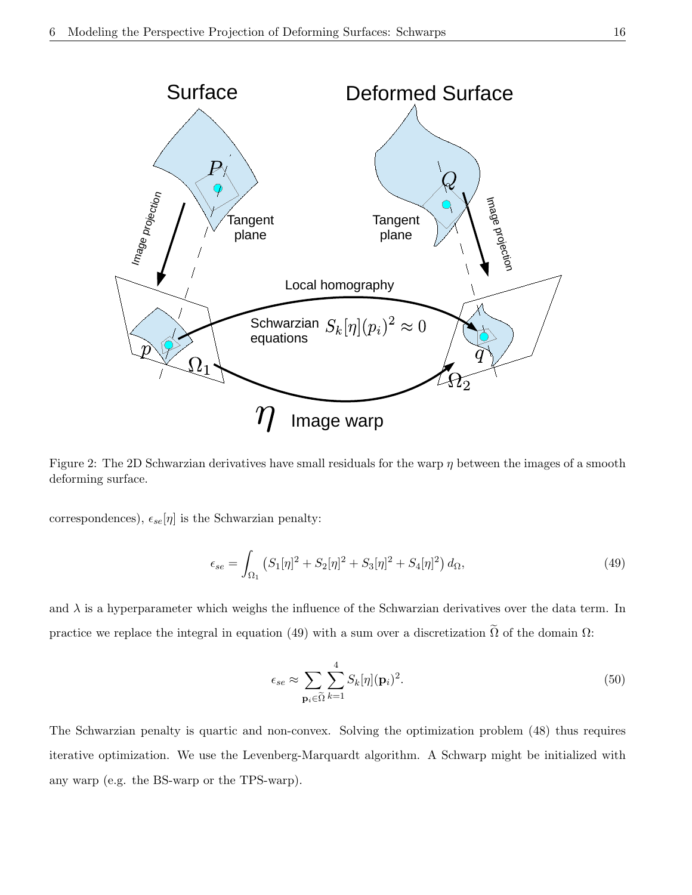Figure 2: The 2D Schwarzian derivatives have small residuals for the warp $\eta$ between the images of a smooth deforming surface.

correspondences), $\epsilon_{se}[\eta]$ is the Schwarzian penalty:

$$\epsilon_{se} = \int_{\Omega_1} \left( S_1[\eta]^2 + S_2[\eta]^2 + S_3[\eta]^2 + S_4[\eta]^2 \right) d_{\Omega}, \tag{49}$$

and $\lambda$ is a hyperparameter which weighs the influence of the Schwarzian derivatives over the data term. In practice we replace the integral in equation (49) with a sum over a discretization $\widetilde{\Omega}$ of the domain $\Omega$:

$$\epsilon_{se} \approx \sum_{\mathbf{p}_i \in \widetilde{\Omega}} \sum_{k=1}^{4} S_k[\eta](\mathbf{p}_i)^2. \tag{50}$$

The Schwarzian penalty is quartic and non-convex. Solving the optimization problem (48) thus requires iterative optimization. We use the Levenberg-Marquardt algorithm. A Schwarp might be initialized with any warp (e.g. the BS-warp or the TPS-warp).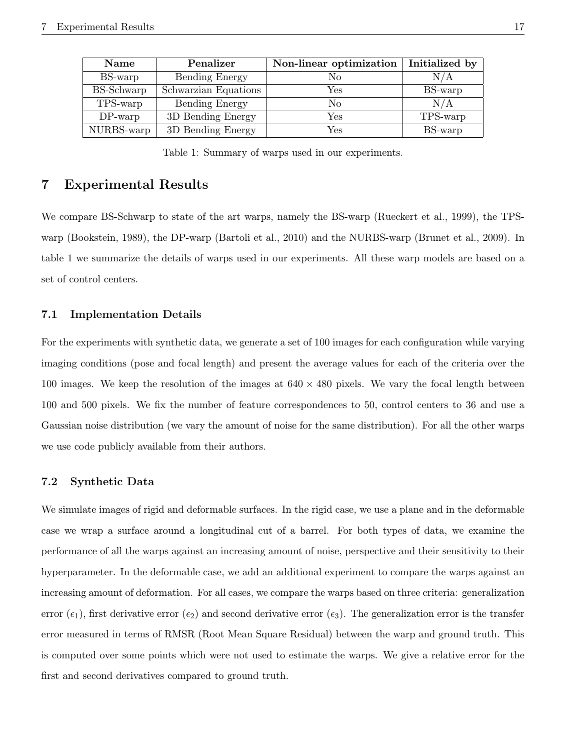| Name | Penalizer | Non-linear optimization | Initialized by |
|---|---|---|---|
| BS-warp | Bending Energy | No | N/A |
| BS-Schwarp | Schwarzian Equations | Yes | BS-warp |
| TPS-warp | Bending Energy | No | N/A |
| DP-warp | 3D Bending Energy | Yes | TPS-warp |
| NURBS-warp | 3D Bending Energy | Yes | BS-warp |

Table 1: Summary of warps used in our experiments.

# 7 Experimental Results

We compare BS-Schwarp to state of the art warps, namely the BS-warp (Rueckert et al., 1999), the TPS-warp (Bookstein, 1989), the DP-warp (Bartoli et al., 2010) and the NURBS-warp (Brunet et al., 2009). In table 1 we summarize the details of warps used in our experiments. All these warp models are based on a set of control centers.

## 7.1 Implementation Details

For the experiments with synthetic data, we generate a set of 100 images for each configuration while varying imaging conditions (pose and focal length) and present the average values for each of the criteria over the 100 images. We keep the resolution of the images at $640 \times 480$ pixels. We vary the focal length between 100 and 500 pixels. We fix the number of feature correspondences to 50, control centers to 36 and use a Gaussian noise distribution (we vary the amount of noise for the same distribution). For all the other warps we use code publicly available from their authors.

## 7.2 Synthetic Data

We simulate images of rigid and deformable surfaces. In the rigid case, we use a plane and in the deformable case we wrap a surface around a longitudinal cut of a barrel. For both types of data, we examine the performance of all the warps against an increasing amount of noise, perspective and their sensitivity to their hyperparameter. In the deformable case, we add an additional experiment to compare the warps against an increasing amount of deformation. For all cases, we compare the warps based on three criteria: generalization error ($\epsilon_1$), first derivative error ($\epsilon_2$) and second derivative error ($\epsilon_3$). The generalization error is the transfer error measured in terms of RMSR (Root Mean Square Residual) between the warp and ground truth. This is computed over some points which were not used to estimate the warps. We give a relative error for the first and second derivatives compared to ground truth.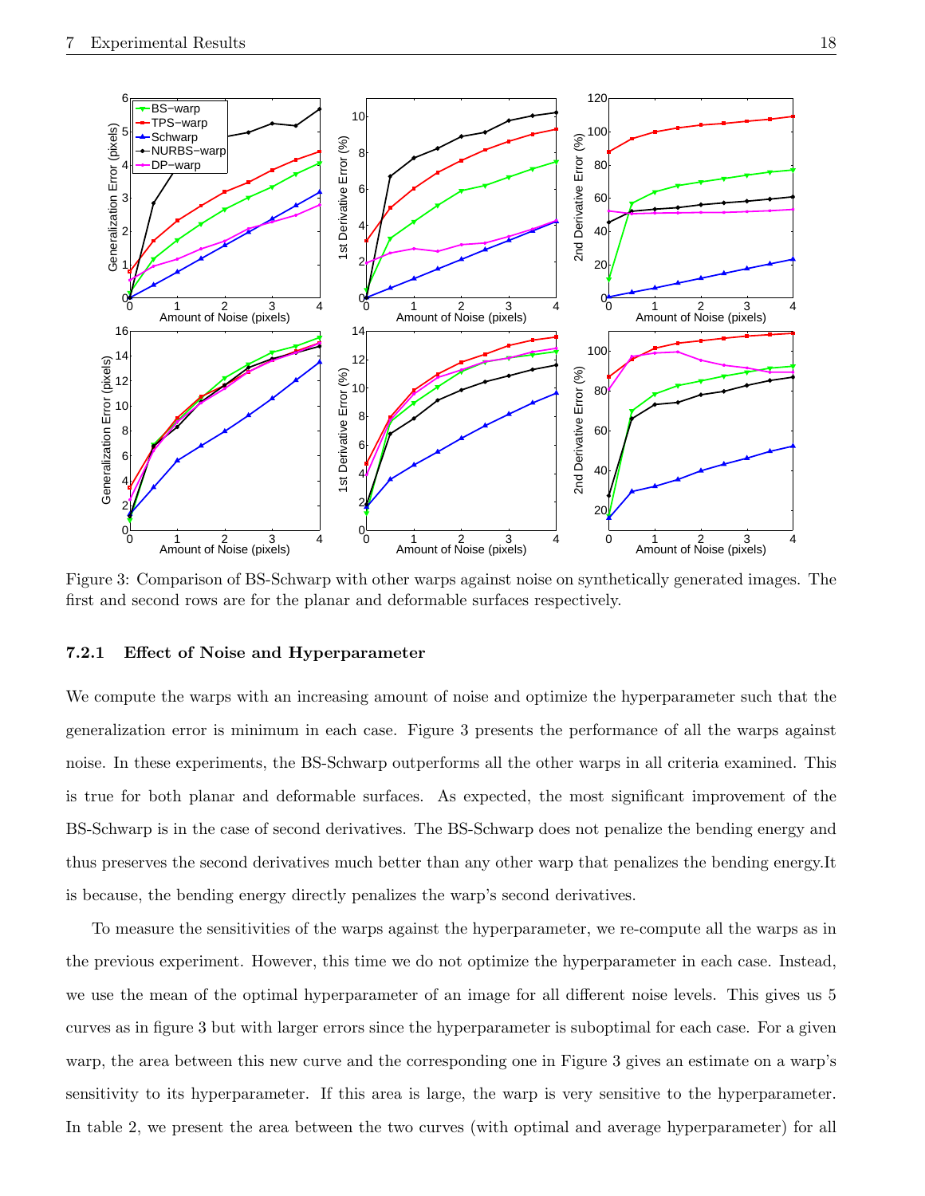Figure 3: Comparison of BS-Schwarp with other warps against noise on synthetically generated images. The first and second rows are for the planar and deformable surfaces respectively.

#### 7.2.1 Effect of Noise and Hyperparameter

We compute the warps with an increasing amount of noise and optimize the hyperparameter such that the generalization error is minimum in each case. Figure 3 presents the performance of all the warps against noise. In these experiments, the BS-Schwarp outperforms all the other warps in all criteria examined. This is true for both planar and deformable surfaces. As expected, the most significant improvement of the BS-Schwarp is in the case of second derivatives. The BS-Schwarp does not penalize the bending energy and thus preserves the second derivatives much better than any other warp that penalizes the bending energy.It is because, the bending energy directly penalizes the warp's second derivatives.

To measure the sensitivities of the warps against the hyperparameter, we re-compute all the warps as in the previous experiment. However, this time we do not optimize the hyperparameter in each case. Instead, we use the mean of the optimal hyperparameter of an image for all different noise levels. This gives us 5 curves as in figure 3 but with larger errors since the hyperparameter is suboptimal for each case. For a given warp, the area between this new curve and the corresponding one in Figure 3 gives an estimate on a warp's sensitivity to its hyperparameter. If this area is large, the warp is very sensitive to the hyperparameter. In table 2, we present the area between the two curves (with optimal and average hyperparameter) for all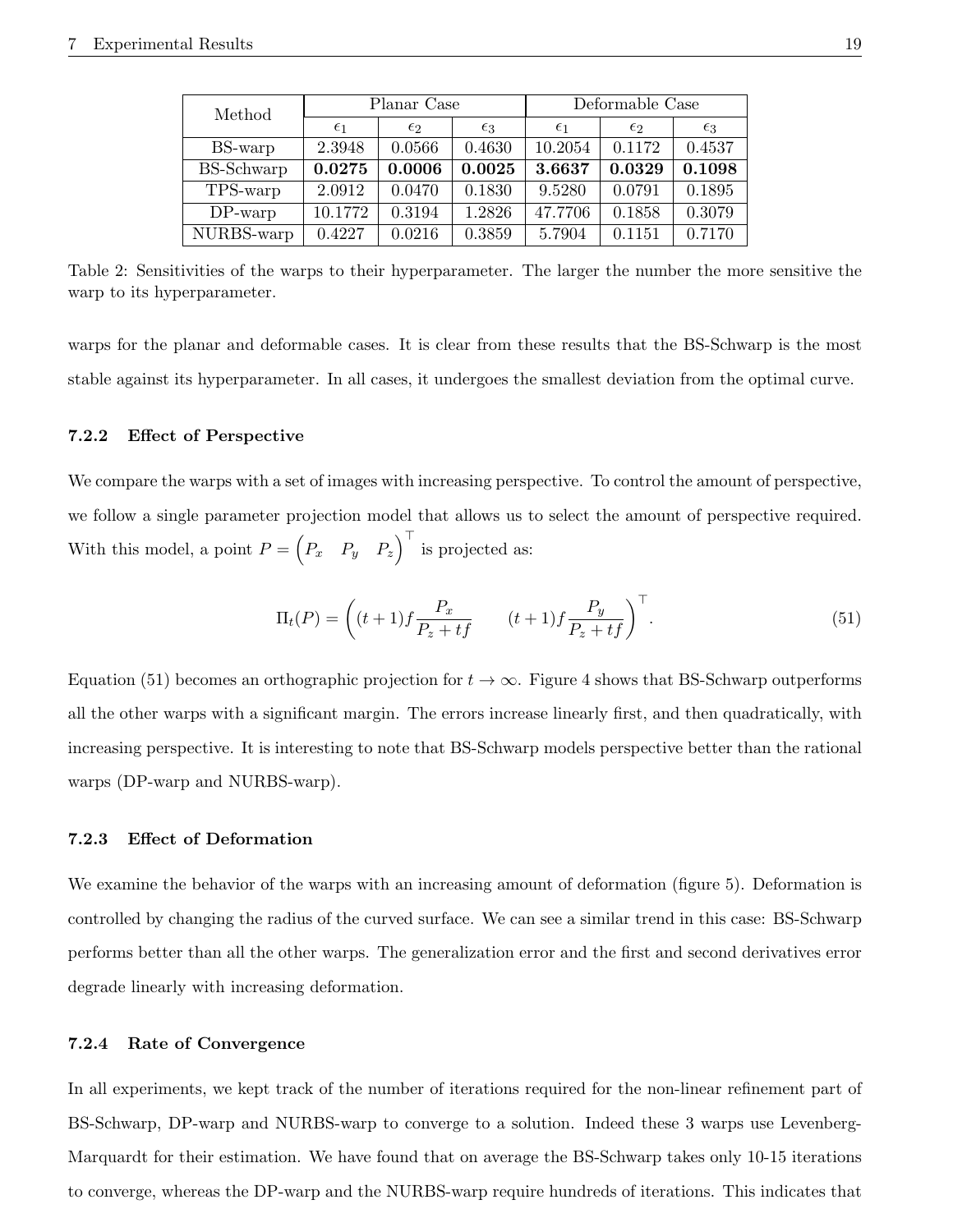| Method | Planar Case | | | Deformable Case | | |
|---|---|---|---|---|---|---|
| | $\epsilon_1$ | $\epsilon_2$ | $\epsilon_3$ | $\epsilon_1$ | $\epsilon_2$ | $\epsilon_3$ |
| BS-warp | 2.3948 | 0.0566 | 0.4630 | 10.2054 | 0.1172 | 0.4537 |
| BS-Schwarp | **0.0275** | **0.0006** | **0.0025** | **3.6637** | **0.0329** | **0.1098** |
| TPS-warp | 2.0912 | 0.0470 | 0.1830 | 9.5280 | 0.0791 | 0.1895 |
| DP-warp | 10.1772 | 0.3194 | 1.2826 | 47.7706 | 0.1858 | 0.3079 |
| NURBS-warp | 0.4227 | 0.0216 | 0.3859 | 5.7904 | 0.1151 | 0.7170 |

Table 2: Sensitivities of the warps to their hyperparameter. The larger the number the more sensitive the warp to its hyperparameter.

warps for the planar and deformable cases. It is clear from these results that the BS-Schwarp is the most stable against its hyperparameter. In all cases, it undergoes the smallest deviation from the optimal curve.

#### 7.2.2 Effect of Perspective

We compare the warps with a set of images with increasing perspective. To control the amount of perspective, we follow a single parameter projection model that allows us to select the amount of perspective required. With this model, a point $P = \begin{pmatrix} P_x & P_y & P_z \end{pmatrix}^\top$ is projected as:

$$\Pi_t(P) = \begin{pmatrix} (t+1)f\dfrac{P_x}{P_z + tf} & \quad (t+1)f\dfrac{P_y}{P_z + tf} \end{pmatrix}^\top . \tag{51}$$

Equation (51) becomes an orthographic projection for $t \to \infty$. Figure 4 shows that BS-Schwarp outperforms all the other warps with a significant margin. The errors increase linearly first, and then quadratically, with increasing perspective. It is interesting to note that BS-Schwarp models perspective better than the rational warps (DP-warp and NURBS-warp).

#### 7.2.3 Effect of Deformation

We examine the behavior of the warps with an increasing amount of deformation (figure 5). Deformation is controlled by changing the radius of the curved surface. We can see a similar trend in this case: BS-Schwarp performs better than all the other warps. The generalization error and the first and second derivatives error degrade linearly with increasing deformation.

#### 7.2.4 Rate of Convergence

In all experiments, we kept track of the number of iterations required for the non-linear refinement part of BS-Schwarp, DP-warp and NURBS-warp to converge to a solution. Indeed these 3 warps use Levenberg-Marquardt for their estimation. We have found that on average the BS-Schwarp takes only 10-15 iterations to converge, whereas the DP-warp and the NURBS-warp require hundreds of iterations. This indicates that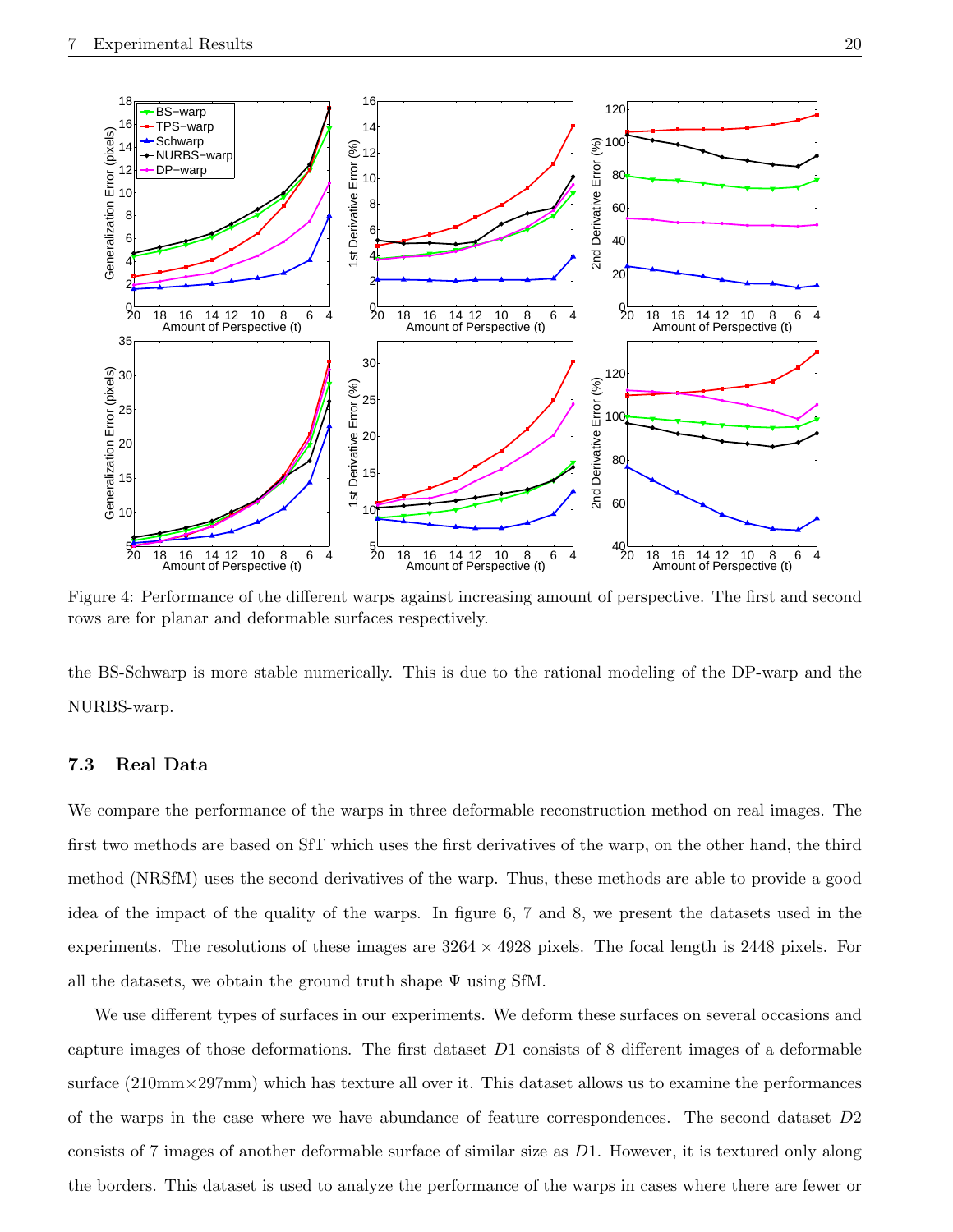Figure 4: Performance of the different warps against increasing amount of perspective. The first and second rows are for planar and deformable surfaces respectively.

the BS-Schwarp is more stable numerically. This is due to the rational modeling of the DP-warp and the NURBS-warp.

### 7.3 Real Data

We compare the performance of the warps in three deformable reconstruction method on real images. The first two methods are based on SfT which uses the first derivatives of the warp, on the other hand, the third method (NRSfM) uses the second derivatives of the warp. Thus, these methods are able to provide a good idea of the impact of the quality of the warps. In figure 6, 7 and 8, we present the datasets used in the experiments. The resolutions of these images are $3264 \times 4928$ pixels. The focal length is 2448 pixels. For all the datasets, we obtain the ground truth shape $\Psi$ using SfM.

We use different types of surfaces in our experiments. We deform these surfaces on several occasions and capture images of those deformations. The first dataset $D1$ consists of 8 different images of a deformable surface (210mm×297mm) which has texture all over it. This dataset allows us to examine the performances of the warps in the case where we have abundance of feature correspondences. The second dataset $D2$ consists of 7 images of another deformable surface of similar size as $D1$. However, it is textured only along the borders. This dataset is used to analyze the performance of the warps in cases where there are fewer or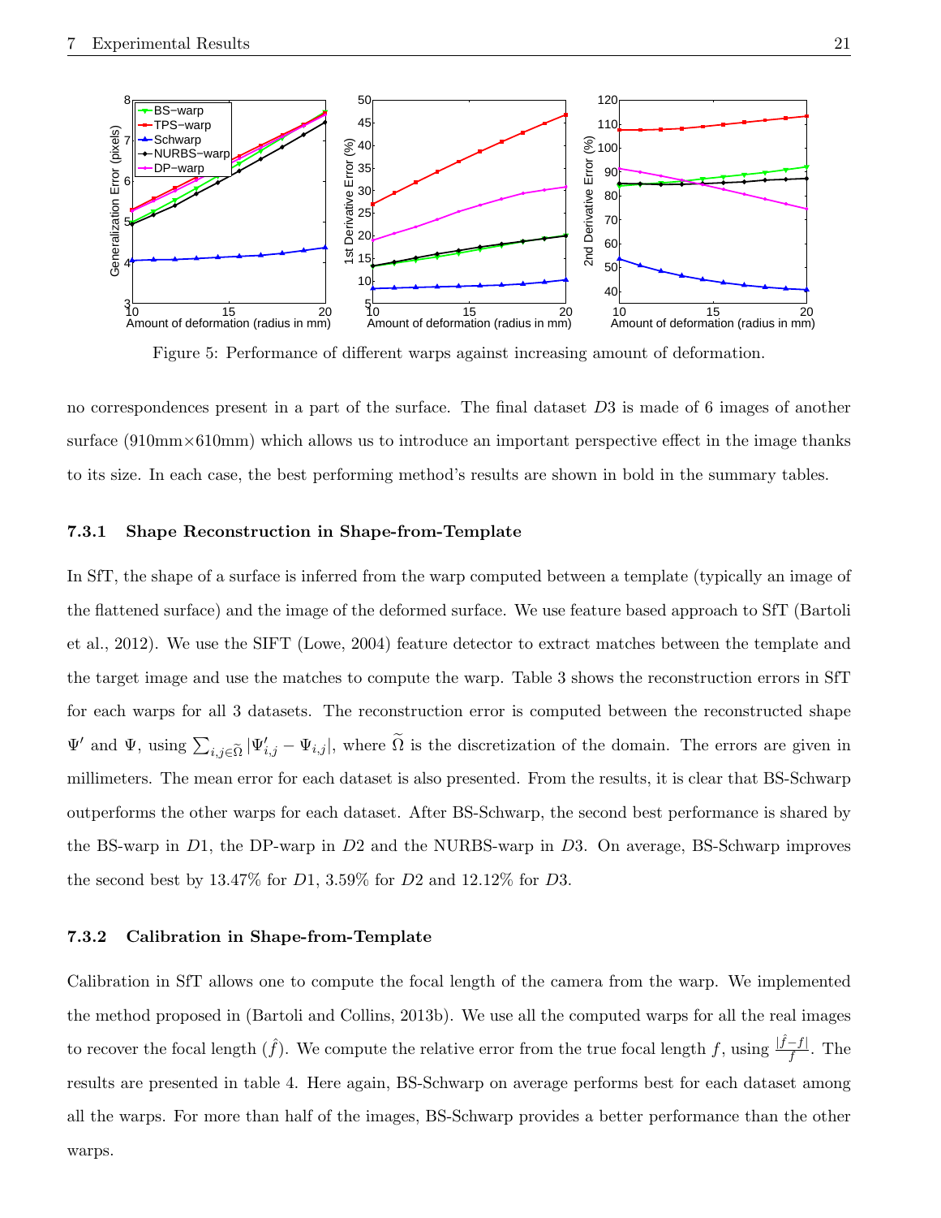Figure 5: Performance of different warps against increasing amount of deformation.

no correspondences present in a part of the surface. The final dataset $D3$ is made of 6 images of another surface (910mm×610mm) which allows us to introduce an important perspective effect in the image thanks to its size. In each case, the best performing method's results are shown in bold in the summary tables.

### 7.3.1 Shape Reconstruction in Shape-from-Template

In SfT, the shape of a surface is inferred from the warp computed between a template (typically an image of the flattened surface) and the image of the deformed surface. We use feature based approach to SfT (Bartoli et al., 2012). We use the SIFT (Lowe, 2004) feature detector to extract matches between the template and the target image and use the matches to compute the warp. Table 3 shows the reconstruction errors in SfT for each warps for all 3 datasets. The reconstruction error is computed between the reconstructed shape $\Psi'$ and $\Psi$, using $\sum_{i,j\in\widetilde{\Omega}} |\Psi'_{i,j} - \Psi_{i,j}|$, where $\widetilde{\Omega}$ is the discretization of the domain. The errors are given in millimeters. The mean error for each dataset is also presented. From the results, it is clear that BS-Schwarp outperforms the other warps for each dataset. After BS-Schwarp, the second best performance is shared by the BS-warp in $D1$, the DP-warp in $D2$ and the NURBS-warp in $D3$. On average, BS-Schwarp improves the second best by 13.47% for $D1$, 3.59% for $D2$ and 12.12% for $D3$.

### 7.3.2 Calibration in Shape-from-Template

Calibration in SfT allows one to compute the focal length of the camera from the warp. We implemented the method proposed in (Bartoli and Collins, 2013b). We use all the computed warps for all the real images to recover the focal length ($\hat{f}$). We compute the relative error from the true focal length $f$, using $\frac{|\hat{f}-f|}{f}$. The results are presented in table 4. Here again, BS-Schwarp on average performs best for each dataset among all the warps. For more than half of the images, BS-Schwarp provides a better performance than the other warps.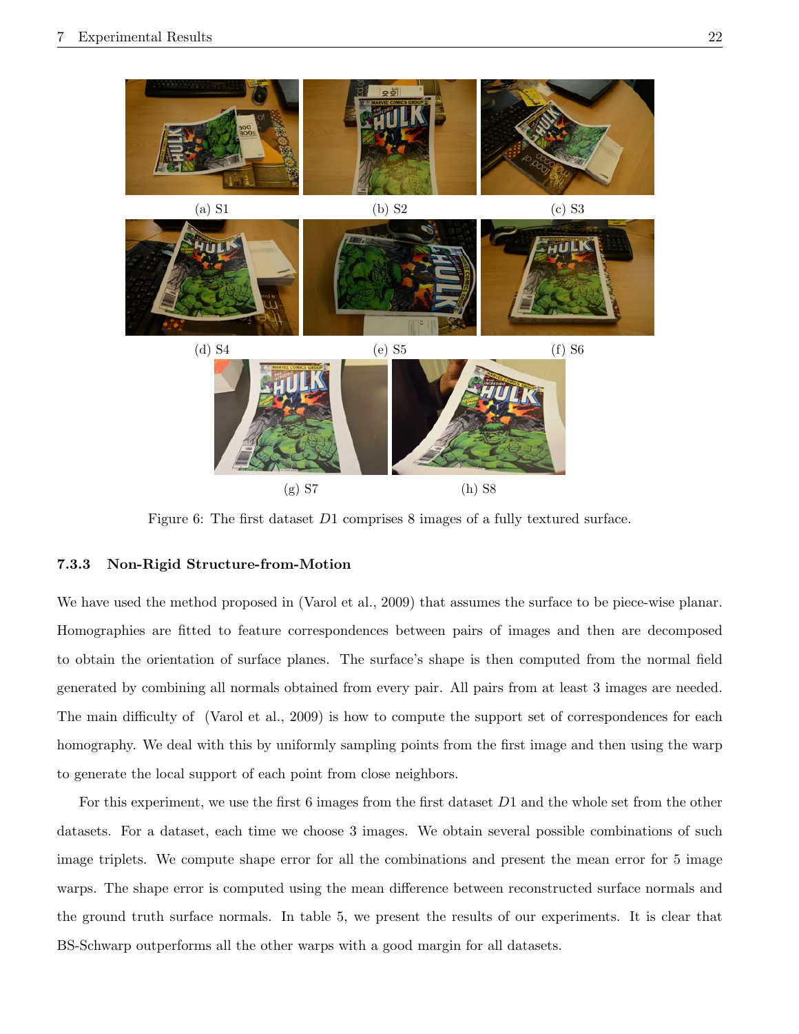(a) S1 (b) S2 (c) S3

(d) S4 (e) S5 (f) S6

(g) S7 (h) S8

Figure 6: The first dataset $D1$ comprises 8 images of a fully textured surface.

### 7.3.3 Non-Rigid Structure-from-Motion

We have used the method proposed in (Varol et al., 2009) that assumes the surface to be piece-wise planar. Homographies are fitted to feature correspondences between pairs of images and then are decomposed to obtain the orientation of surface planes. The surface's shape is then computed from the normal field generated by combining all normals obtained from every pair. All pairs from at least 3 images are needed. The main difficulty of (Varol et al., 2009) is how to compute the support set of correspondences for each homography. We deal with this by uniformly sampling points from the first image and then using the warp to generate the local support of each point from close neighbors.

For this experiment, we use the first 6 images from the first dataset $D1$ and the whole set from the other datasets. For a dataset, each time we choose 3 images. We obtain several possible combinations of such image triplets. We compute shape error for all the combinations and present the mean error for 5 image warps. The shape error is computed using the mean difference between reconstructed surface normals and the ground truth surface normals. In table 5, we present the results of our experiments. It is clear that BS-Schwarp outperforms all the other warps with a good margin for all datasets.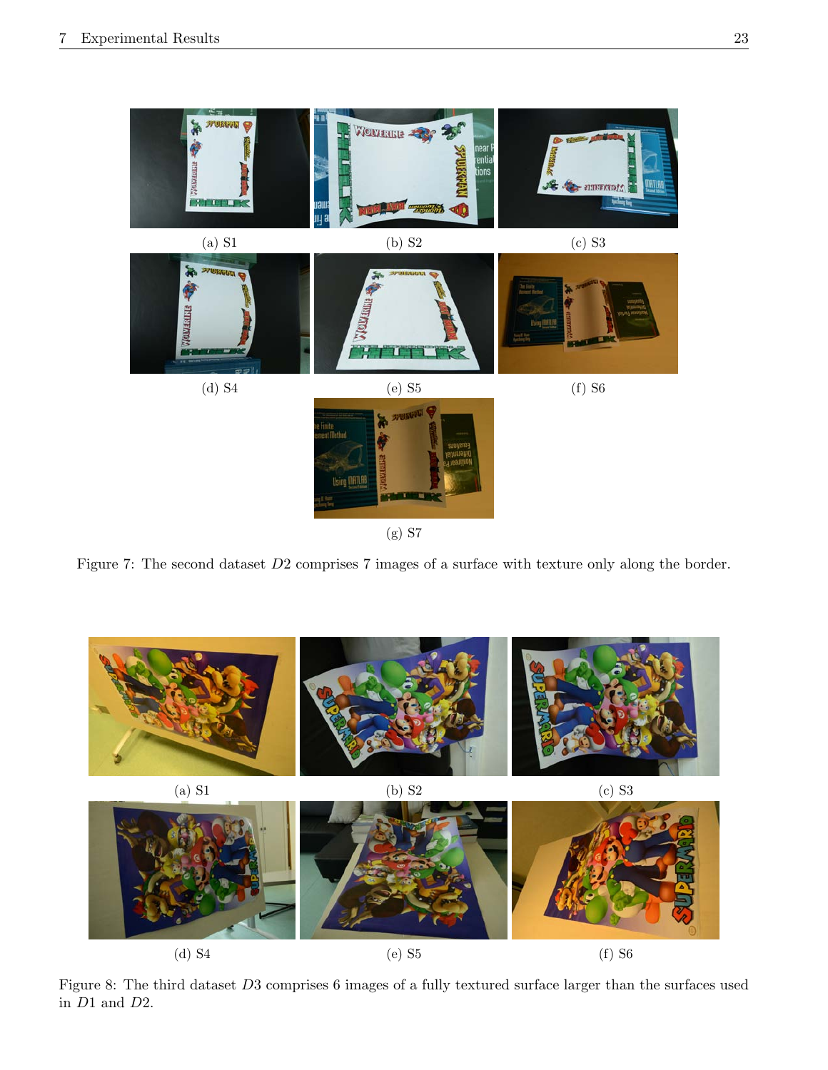(a) S1 (b) S2 (c) S3

(d) S4 (e) S5 (f) S6

(g) S7

Figure 7: The second dataset $D2$ comprises 7 images of a surface with texture only along the border.

(a) S1 (b) S2 (c) S3

(d) S4 (e) S5 (f) S6

Figure 8: The third dataset $D3$ comprises 6 images of a fully textured surface larger than the surfaces used in $D1$ and $D2$.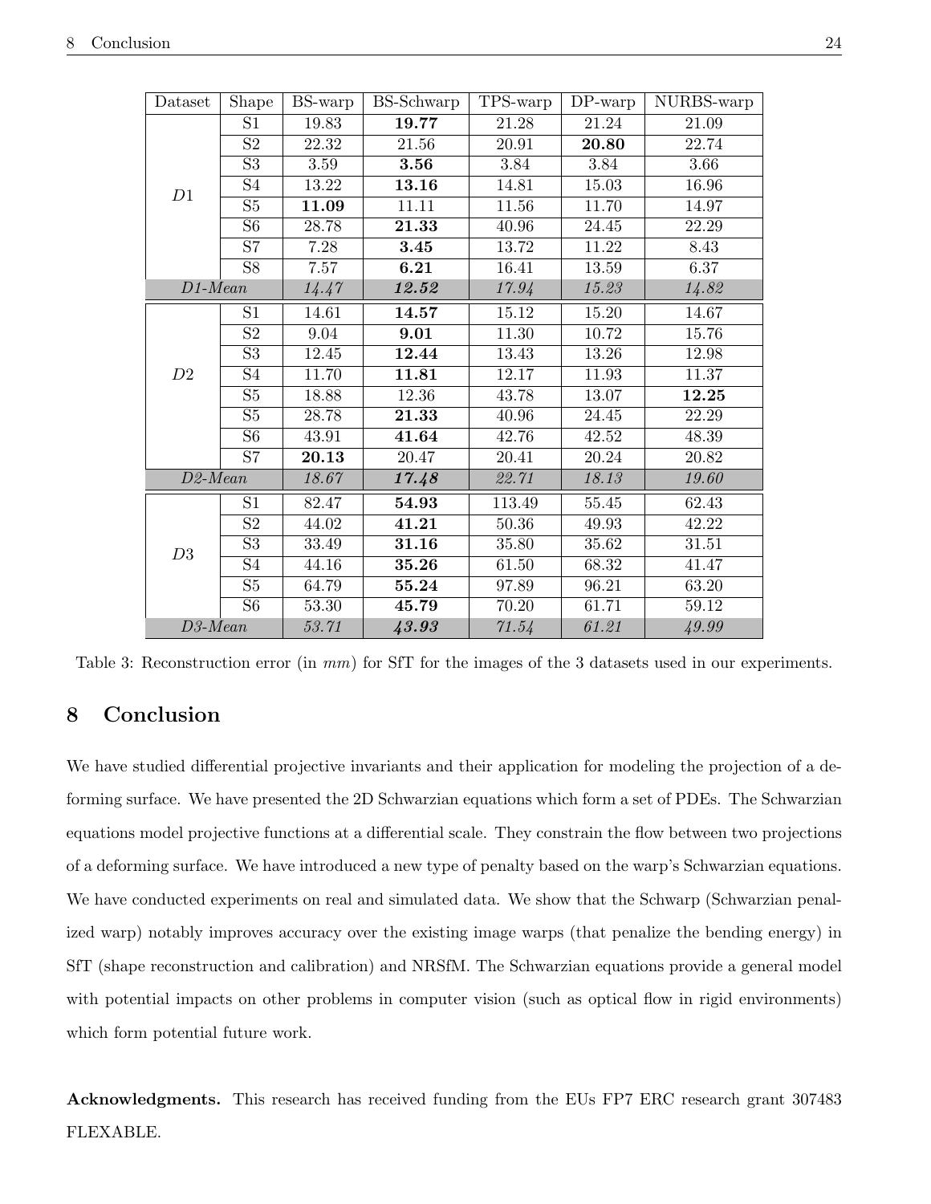| Dataset | Shape | BS-warp | BS-Schwarp | TPS-warp | DP-warp | NURBS-warp |
|---|---|---|---|---|---|---|
| *D*1 | S1 | 19.83 | **19.77** | 21.28 | 21.24 | 21.09 |
| | S2 | 22.32 | 21.56 | 20.91 | **20.80** | 22.74 |
| | S3 | 3.59 | **3.56** | 3.84 | 3.84 | 3.66 |
| | S4 | 13.22 | **13.16** | 14.81 | 15.03 | 16.96 |
| | S5 | **11.09** | 11.11 | 11.56 | 11.70 | 14.97 |
| | S6 | 28.78 | **21.33** | 40.96 | 24.45 | 22.29 |
| | S7 | 7.28 | **3.45** | 13.72 | 11.22 | 8.43 |
| | S8 | 7.57 | **6.21** | 16.41 | 13.59 | 6.37 |
| *D1-Mean* | | *14.47* | ***12.52*** | *17.94* | *15.23* | *14.82* |
| *D*2 | S1 | 14.61 | **14.57** | 15.12 | 15.20 | 14.67 |
| | S2 | 9.04 | **9.01** | 11.30 | 10.72 | 15.76 |
| | S3 | 12.45 | **12.44** | 13.43 | 13.26 | 12.98 |
| | S4 | 11.70 | **11.81** | 12.17 | 11.93 | 11.37 |
| | S5 | 18.88 | 12.36 | 43.78 | 13.07 | **12.25** |
| | S5 | 28.78 | **21.33** | 40.96 | 24.45 | 22.29 |
| | S6 | 43.91 | **41.64** | 42.76 | 42.52 | 48.39 |
| | S7 | **20.13** | 20.47 | 20.41 | 20.24 | 20.82 |
| *D2-Mean* | | *18.67* | ***17.48*** | *22.71* | *18.13* | *19.60* |
| *D*3 | S1 | 82.47 | **54.93** | 113.49 | 55.45 | 62.43 |
| | S2 | 44.02 | **41.21** | 50.36 | 49.93 | 42.22 |
| | S3 | 33.49 | **31.16** | 35.80 | 35.62 | 31.51 |
| | S4 | 44.16 | **35.26** | 61.50 | 68.32 | 41.47 |
| | S5 | 64.79 | **55.24** | 97.89 | 96.21 | 63.20 |
| | S6 | 53.30 | **45.79** | 70.20 | 61.71 | 59.12 |
| *D3-Mean* | | *53.71* | ***43.93*** | *71.54* | *61.21* | *49.99* |

Table 3: Reconstruction error (in *mm*) for SfT for the images of the 3 datasets used in our experiments.

# 8 Conclusion

We have studied differential projective invariants and their application for modeling the projection of a deforming surface. We have presented the 2D Schwarzian equations which form a set of PDEs. The Schwarzian equations model projective functions at a differential scale. They constrain the flow between two projections of a deforming surface. We have introduced a new type of penalty based on the warp's Schwarzian equations. We have conducted experiments on real and simulated data. We show that the Schwarp (Schwarzian penalized warp) notably improves accuracy over the existing image warps (that penalize the bending energy) in SfT (shape reconstruction and calibration) and NRSfM. The Schwarzian equations provide a general model with potential impacts on other problems in computer vision (such as optical flow in rigid environments) which form potential future work.

**Acknowledgments.** This research has received funding from the EUs FP7 ERC research grant 307483 FLEXABLE.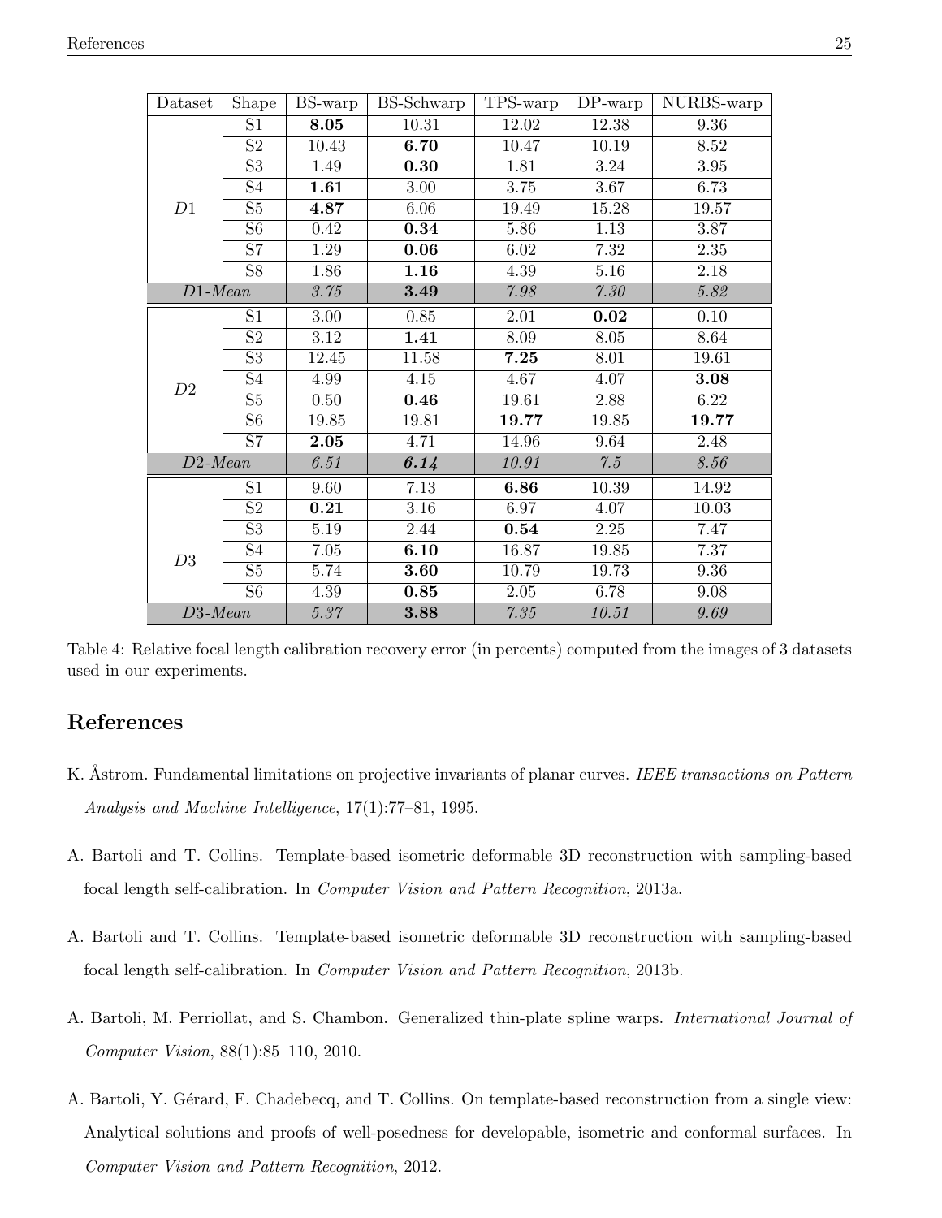| Dataset | Shape | BS-warp | BS-Schwarp | TPS-warp | DP-warp | NURBS-warp |
|---|---|---|---|---|---|---|
| *D*1 | S1 | **8.05** | 10.31 | 12.02 | 12.38 | 9.36 |
| | S2 | 10.43 | **6.70** | 10.47 | 10.19 | 8.52 |
| | S3 | 1.49 | **0.30** | 1.81 | 3.24 | 3.95 |
| | S4 | **1.61** | 3.00 | 3.75 | 3.67 | 6.73 |
| | S5 | **4.87** | 6.06 | 19.49 | 15.28 | 19.57 |
| | S6 | 0.42 | **0.34** | 5.86 | 1.13 | 3.87 |
| | S7 | 1.29 | **0.06** | 6.02 | 7.32 | 2.35 |
| | S8 | 1.86 | **1.16** | 4.39 | 5.16 | 2.18 |
| *D1-Mean* | | *3.75* | **3.49** | *7.98* | *7.30* | *5.82* |
| *D*2 | S1 | 3.00 | 0.85 | 2.01 | **0.02** | 0.10 |
| | S2 | 3.12 | **1.41** | 8.09 | 8.05 | 8.64 |
| | S3 | 12.45 | 11.58 | **7.25** | 8.01 | 19.61 |
| | S4 | 4.99 | 4.15 | 4.67 | 4.07 | **3.08** |
| | S5 | 0.50 | **0.46** | 19.61 | 2.88 | 6.22 |
| | S6 | 19.85 | 19.81 | **19.77** | 19.85 | **19.77** |
| | S7 | **2.05** | 4.71 | 14.96 | 9.64 | 2.48 |
| *D2-Mean* | | *6.51* | ***6.14*** | *10.91* | *7.5* | *8.56* |
| *D*3 | S1 | 9.60 | 7.13 | **6.86** | 10.39 | 14.92 |
| | S2 | **0.21** | 3.16 | 6.97 | 4.07 | 10.03 |
| | S3 | 5.19 | 2.44 | **0.54** | 2.25 | 7.47 |
| | S4 | 7.05 | **6.10** | 16.87 | 19.85 | 7.37 |
| | S5 | 5.74 | **3.60** | 10.79 | 19.73 | 9.36 |
| | S6 | 4.39 | **0.85** | 2.05 | 6.78 | 9.08 |
| *D3-Mean* | | *5.37* | **3.88** | *7.35* | *10.51* | *9.69* |

Table 4: Relative focal length calibration recovery error (in percents) computed from the images of 3 datasets used in our experiments.

## References

K. Åstrom. Fundamental limitations on projective invariants of planar curves. *IEEE transactions on Pattern Analysis and Machine Intelligence*, 17(1):77–81, 1995.

A. Bartoli and T. Collins. Template-based isometric deformable 3D reconstruction with sampling-based focal length self-calibration. In *Computer Vision and Pattern Recognition*, 2013a.

A. Bartoli and T. Collins. Template-based isometric deformable 3D reconstruction with sampling-based focal length self-calibration. In *Computer Vision and Pattern Recognition*, 2013b.

A. Bartoli, M. Perriollat, and S. Chambon. Generalized thin-plate spline warps. *International Journal of Computer Vision*, 88(1):85–110, 2010.

A. Bartoli, Y. Gérard, F. Chadebecq, and T. Collins. On template-based reconstruction from a single view: Analytical solutions and proofs of well-posedness for developable, isometric and conformal surfaces. In *Computer Vision and Pattern Recognition*, 2012.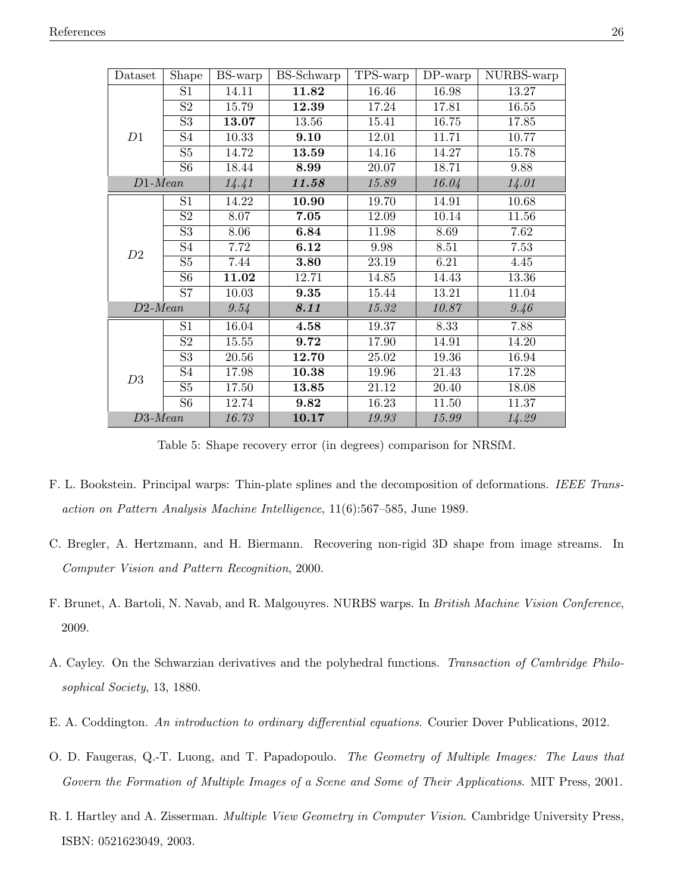| Dataset | Shape | BS-warp | BS-Schwarp | TPS-warp | DP-warp | NURBS-warp |
|---|---|---|---|---|---|---|
| *D*1 | S1 | 14.11 | **11.82** | 16.46 | 16.98 | 13.27 |
| | S2 | 15.79 | **12.39** | 17.24 | 17.81 | 16.55 |
| | S3 | **13.07** | 13.56 | 15.41 | 16.75 | 17.85 |
| | S4 | 10.33 | **9.10** | 12.01 | 11.71 | 10.77 |
| | S5 | 14.72 | **13.59** | 14.16 | 14.27 | 15.78 |
| | S6 | 18.44 | **8.99** | 20.07 | 18.71 | 9.88 |
| *D1-Mean* | | *14.41* | ***11.58*** | *15.89* | *16.04* | *14.01* |
| *D*2 | S1 | 14.22 | **10.90** | 19.70 | 14.91 | 10.68 |
| | S2 | 8.07 | **7.05** | 12.09 | 10.14 | 11.56 |
| | S3 | 8.06 | **6.84** | 11.98 | 8.69 | 7.62 |
| | S4 | 7.72 | **6.12** | 9.98 | 8.51 | 7.53 |
| | S5 | 7.44 | **3.80** | 23.19 | 6.21 | 4.45 |
| | S6 | **11.02** | 12.71 | 14.85 | 14.43 | 13.36 |
| | S7 | 10.03 | **9.35** | 15.44 | 13.21 | 11.04 |
| *D2-Mean* | | *9.54* | ***8.11*** | *15.32* | *10.87* | *9.46* |
| *D*3 | S1 | 16.04 | **4.58** | 19.37 | 8.33 | 7.88 |
| | S2 | 15.55 | **9.72** | 17.90 | 14.91 | 14.20 |
| | S3 | 20.56 | **12.70** | 25.02 | 19.36 | 16.94 |
| | S4 | 17.98 | **10.38** | 19.96 | 21.43 | 17.28 |
| | S5 | 17.50 | **13.85** | 21.12 | 20.40 | 18.08 |
| | S6 | 12.74 | **9.82** | 16.23 | 11.50 | 11.37 |
| *D3-Mean* | | *16.73* | **10.17** | *19.93* | *15.99* | *14.29* |

Table 5: Shape recovery error (in degrees) comparison for NRSfM.

F. L. Bookstein. Principal warps: Thin-plate splines and the decomposition of deformations. *IEEE Transaction on Pattern Analysis Machine Intelligence*, 11(6):567–585, June 1989.

C. Bregler, A. Hertzmann, and H. Biermann. Recovering non-rigid 3D shape from image streams. In *Computer Vision and Pattern Recognition*, 2000.

F. Brunet, A. Bartoli, N. Navab, and R. Malgouyres. NURBS warps. In *British Machine Vision Conference*, 2009.

A. Cayley. On the Schwarzian derivatives and the polyhedral functions. *Transaction of Cambridge Philosophical Society*, 13, 1880.

E. A. Coddington. *An introduction to ordinary differential equations*. Courier Dover Publications, 2012.

O. D. Faugeras, Q.-T. Luong, and T. Papadopoulo. *The Geometry of Multiple Images: The Laws that Govern the Formation of Multiple Images of a Scene and Some of Their Applications*. MIT Press, 2001.

R. I. Hartley and A. Zisserman. *Multiple View Geometry in Computer Vision*. Cambridge University Press, ISBN: 0521623049, 2003.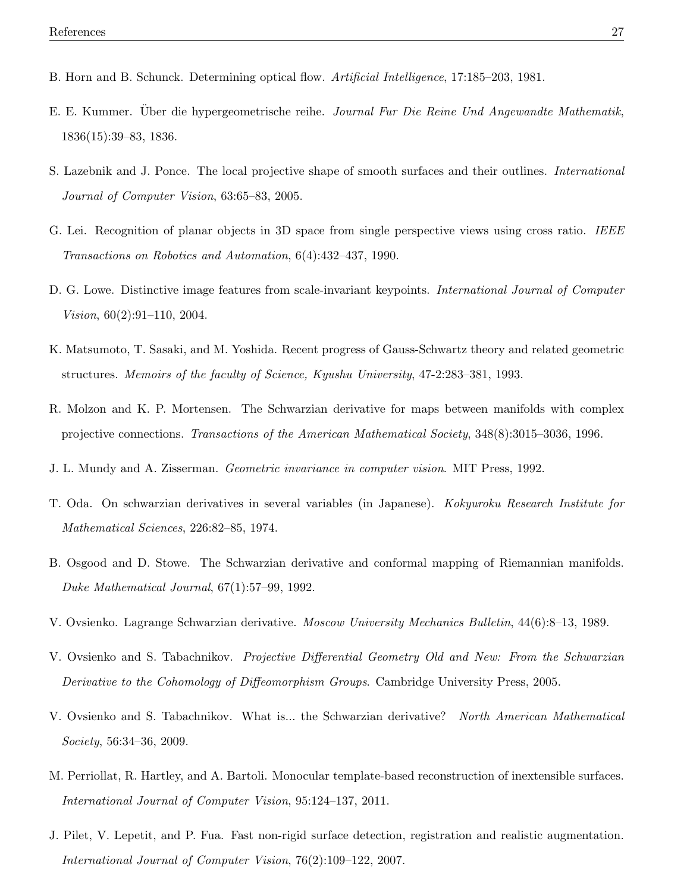B. Horn and B. Schunck. Determining optical flow. *Artificial Intelligence*, 17:185–203, 1981.

E. E. Kummer. Über die hypergeometrische reihe. *Journal Fur Die Reine Und Angewandte Mathematik*, 1836(15):39–83, 1836.

S. Lazebnik and J. Ponce. The local projective shape of smooth surfaces and their outlines. *International Journal of Computer Vision*, 63:65–83, 2005.

G. Lei. Recognition of planar objects in 3D space from single perspective views using cross ratio. *IEEE Transactions on Robotics and Automation*, 6(4):432–437, 1990.

D. G. Lowe. Distinctive image features from scale-invariant keypoints. *International Journal of Computer Vision*, 60(2):91–110, 2004.

K. Matsumoto, T. Sasaki, and M. Yoshida. Recent progress of Gauss-Schwartz theory and related geometric structures. *Memoirs of the faculty of Science, Kyushu University*, 47-2:283–381, 1993.

R. Molzon and K. P. Mortensen. The Schwarzian derivative for maps between manifolds with complex projective connections. *Transactions of the American Mathematical Society*, 348(8):3015–3036, 1996.

J. L. Mundy and A. Zisserman. *Geometric invariance in computer vision*. MIT Press, 1992.

T. Oda. On schwarzian derivatives in several variables (in Japanese). *Kokyuroku Research Institute for Mathematical Sciences*, 226:82–85, 1974.

B. Osgood and D. Stowe. The Schwarzian derivative and conformal mapping of Riemannian manifolds. *Duke Mathematical Journal*, 67(1):57–99, 1992.

V. Ovsienko. Lagrange Schwarzian derivative. *Moscow University Mechanics Bulletin*, 44(6):8–13, 1989.

V. Ovsienko and S. Tabachnikov. *Projective Differential Geometry Old and New: From the Schwarzian Derivative to the Cohomology of Diffeomorphism Groups*. Cambridge University Press, 2005.

V. Ovsienko and S. Tabachnikov. What is... the Schwarzian derivative? *North American Mathematical Society*, 56:34–36, 2009.

M. Perriollat, R. Hartley, and A. Bartoli. Monocular template-based reconstruction of inextensible surfaces. *International Journal of Computer Vision*, 95:124–137, 2011.

J. Pilet, V. Lepetit, and P. Fua. Fast non-rigid surface detection, registration and realistic augmentation. *International Journal of Computer Vision*, 76(2):109–122, 2007.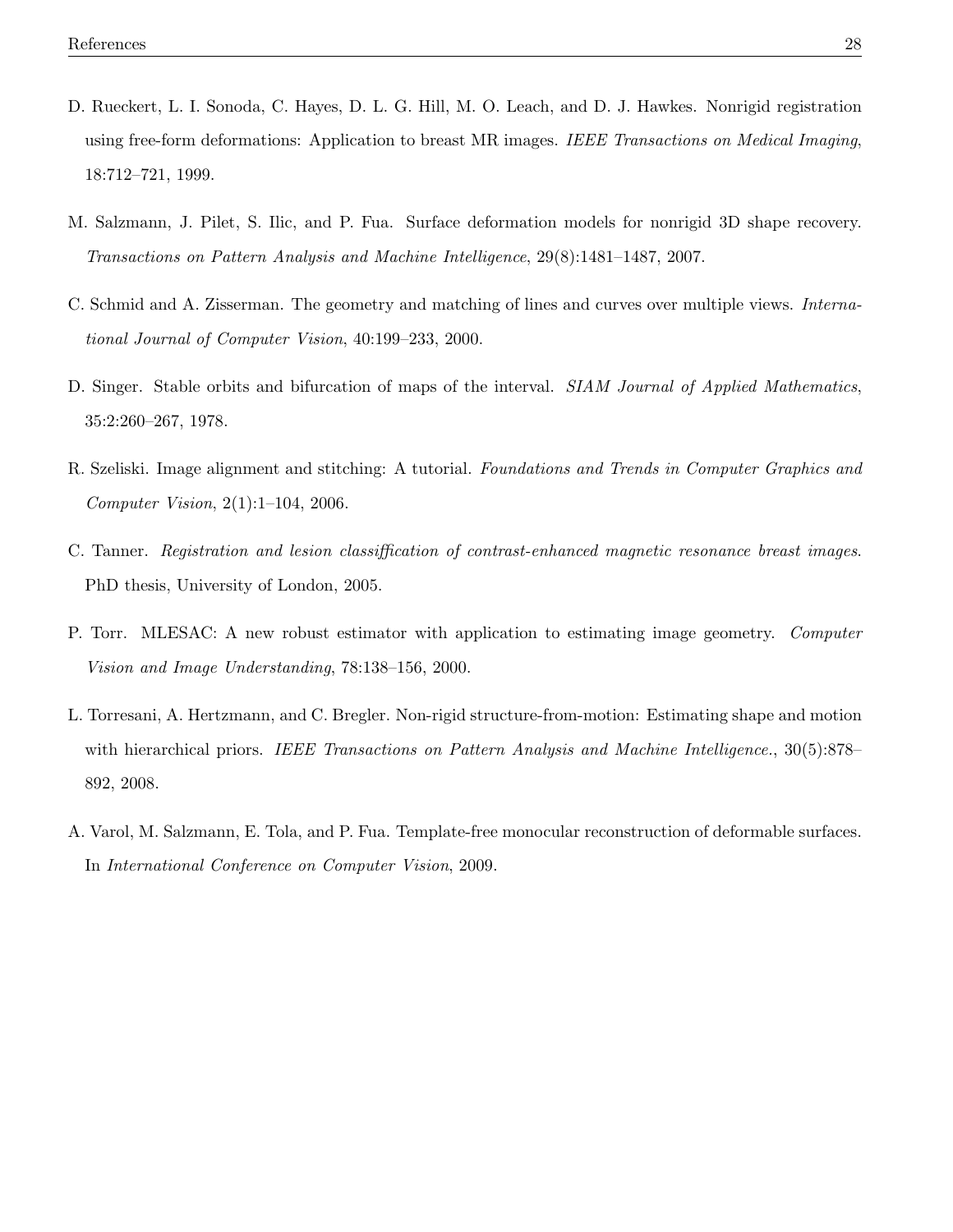D. Rueckert, L. I. Sonoda, C. Hayes, D. L. G. Hill, M. O. Leach, and D. J. Hawkes. Nonrigid registration using free-form deformations: Application to breast MR images. *IEEE Transactions on Medical Imaging*, 18:712–721, 1999.

M. Salzmann, J. Pilet, S. Ilic, and P. Fua. Surface deformation models for nonrigid 3D shape recovery. *Transactions on Pattern Analysis and Machine Intelligence*, 29(8):1481–1487, 2007.

C. Schmid and A. Zisserman. The geometry and matching of lines and curves over multiple views. *International Journal of Computer Vision*, 40:199–233, 2000.

D. Singer. Stable orbits and bifurcation of maps of the interval. *SIAM Journal of Applied Mathematics*, 35:2:260–267, 1978.

R. Szeliski. Image alignment and stitching: A tutorial. *Foundations and Trends in Computer Graphics and Computer Vision*, 2(1):1–104, 2006.

C. Tanner. *Registration and lesion classiffication of contrast-enhanced magnetic resonance breast images*. PhD thesis, University of London, 2005.

P. Torr. MLESAC: A new robust estimator with application to estimating image geometry. *Computer Vision and Image Understanding*, 78:138–156, 2000.

L. Torresani, A. Hertzmann, and C. Bregler. Non-rigid structure-from-motion: Estimating shape and motion with hierarchical priors. *IEEE Transactions on Pattern Analysis and Machine Intelligence.*, 30(5):878–892, 2008.

A. Varol, M. Salzmann, E. Tola, and P. Fua. Template-free monocular reconstruction of deformable surfaces. In *International Conference on Computer Vision*, 2009.